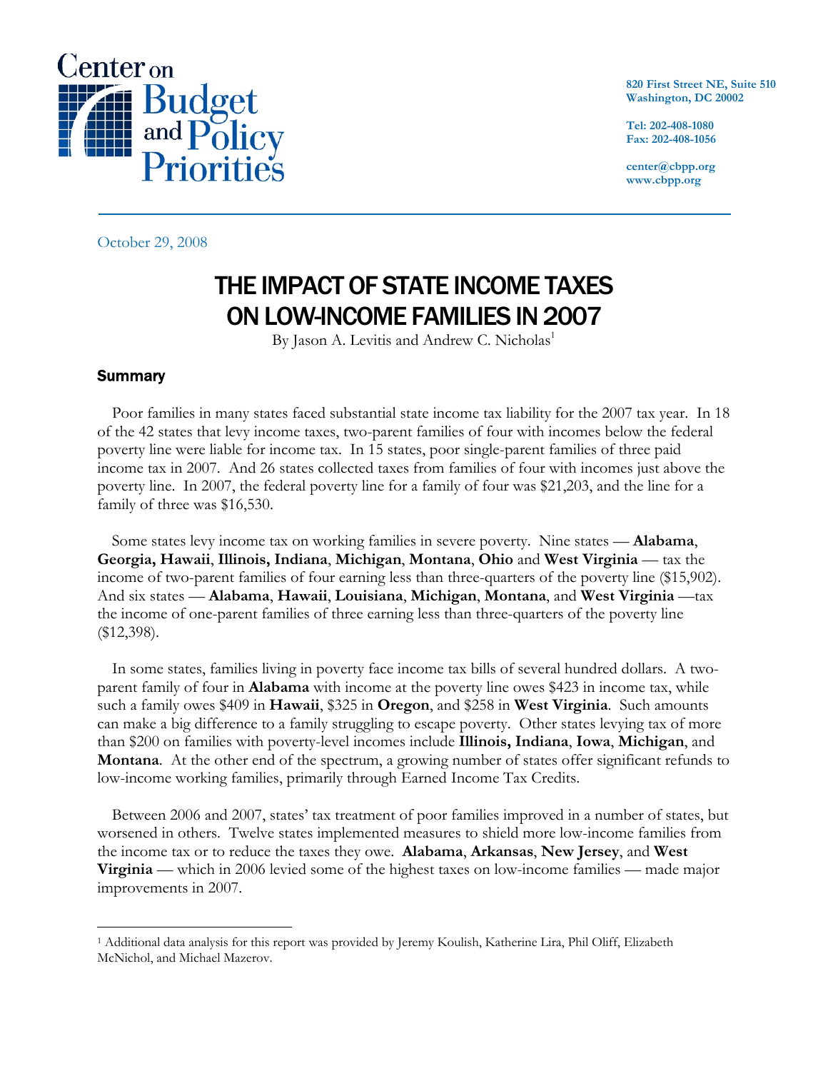Center on Budget and Policy Priorities

820 First Street NE, Suite 510
Washington, DC 20002

Tel: 202-408-1080
Fax: 202-408-1056

center@cbpp.org
www.cbpp.org

October 29, 2008

# THE IMPACT OF STATE INCOME TAXES ON LOW-INCOME FAMILIES IN 2007

By Jason A. Levitis and Andrew C. Nicholas[1]

## Summary

Poor families in many states faced substantial state income tax liability for the 2007 tax year. In 18 of the 42 states that levy income taxes, two-parent families of four with incomes below the federal poverty line were liable for income tax. In 15 states, poor single-parent families of three paid income tax in 2007. And 26 states collected taxes from families of four with incomes just above the poverty line. In 2007, the federal poverty line for a family of four was $21,203, and the line for a family of three was $16,530.

Some states levy income tax on working families in severe poverty. Nine states — **Alabama**, **Georgia, Hawaii**, **Illinois, Indiana**, **Michigan**, **Montana**, **Ohio** and **West Virginia** — tax the income of two-parent families of four earning less than three-quarters of the poverty line ($15,902). And six states — **Alabama**, **Hawaii**, **Louisiana**, **Michigan**, **Montana**, and **West Virginia** —tax the income of one-parent families of three earning less than three-quarters of the poverty line ($12,398).

In some states, families living in poverty face income tax bills of several hundred dollars. A two-parent family of four in **Alabama** with income at the poverty line owes $423 in income tax, while such a family owes $409 in **Hawaii**, $325 in **Oregon**, and $258 in **West Virginia**. Such amounts can make a big difference to a family struggling to escape poverty. Other states levying tax of more than $200 on families with poverty-level incomes include **Illinois, Indiana**, **Iowa**, **Michigan**, and **Montana**. At the other end of the spectrum, a growing number of states offer significant refunds to low-income working families, primarily through Earned Income Tax Credits.

Between 2006 and 2007, states' tax treatment of poor families improved in a number of states, but worsened in others. Twelve states implemented measures to shield more low-income families from the income tax or to reduce the taxes they owe. **Alabama**, **Arkansas**, **New Jersey**, and **West Virginia** — which in 2006 levied some of the highest taxes on low-income families — made major improvements in 2007.

---

[1] Additional data analysis for this report was provided by Jeremy Koulish, Katherine Lira, Phil Oliff, Elizabeth McNichol, and Michael Mazerov.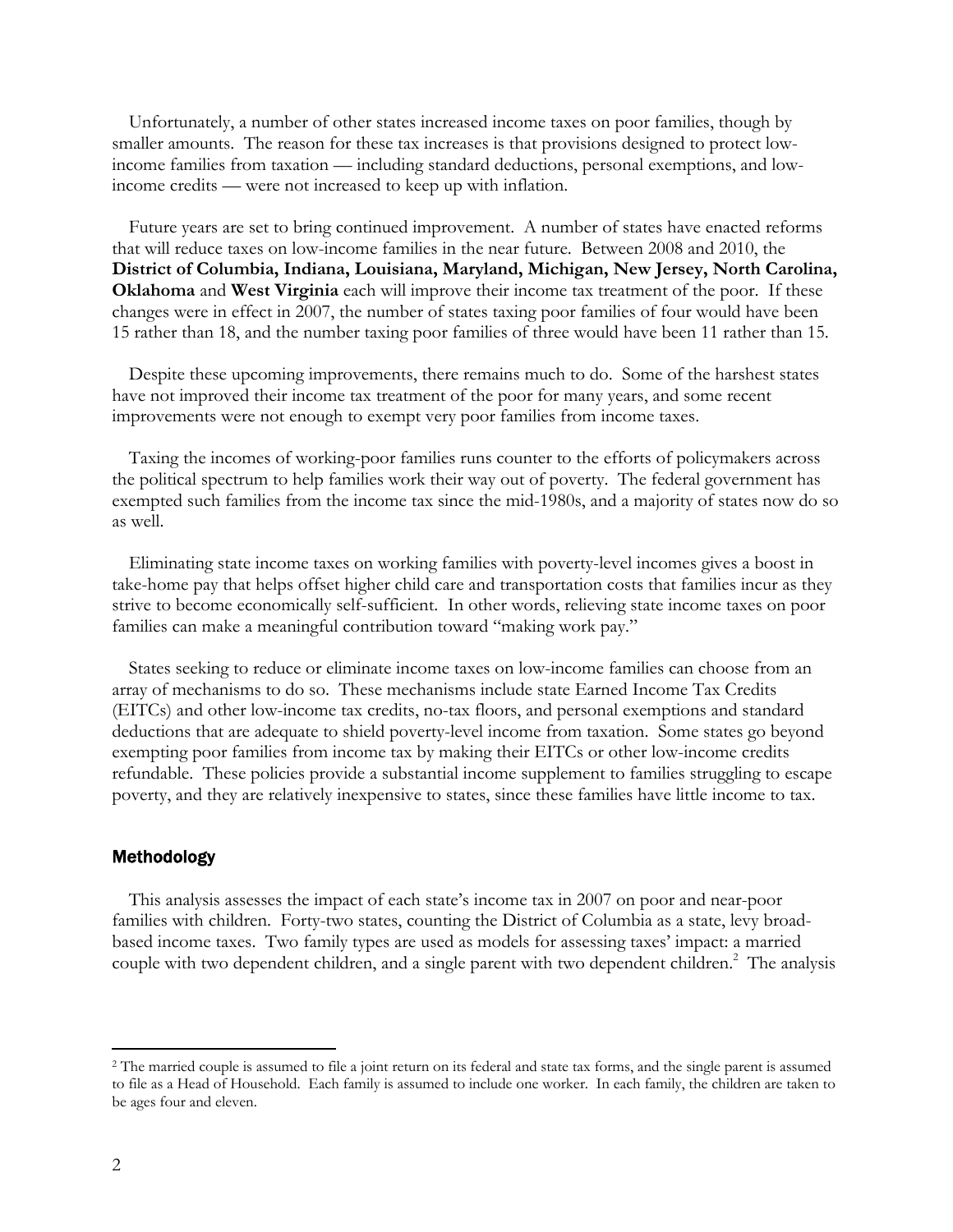Unfortunately, a number of other states increased income taxes on poor families, though by smaller amounts. The reason for these tax increases is that provisions designed to protect low-income families from taxation — including standard deductions, personal exemptions, and low-income credits — were not increased to keep up with inflation.

Future years are set to bring continued improvement. A number of states have enacted reforms that will reduce taxes on low-income families in the near future. Between 2008 and 2010, the **District of Columbia, Indiana, Louisiana, Maryland, Michigan, New Jersey, North Carolina, Oklahoma** and **West Virginia** each will improve their income tax treatment of the poor. If these changes were in effect in 2007, the number of states taxing poor families of four would have been 15 rather than 18, and the number taxing poor families of three would have been 11 rather than 15.

Despite these upcoming improvements, there remains much to do. Some of the harshest states have not improved their income tax treatment of the poor for many years, and some recent improvements were not enough to exempt very poor families from income taxes.

Taxing the incomes of working-poor families runs counter to the efforts of policymakers across the political spectrum to help families work their way out of poverty. The federal government has exempted such families from the income tax since the mid-1980s, and a majority of states now do so as well.

Eliminating state income taxes on working families with poverty-level incomes gives a boost in take-home pay that helps offset higher child care and transportation costs that families incur as they strive to become economically self-sufficient. In other words, relieving state income taxes on poor families can make a meaningful contribution toward "making work pay."

States seeking to reduce or eliminate income taxes on low-income families can choose from an array of mechanisms to do so. These mechanisms include state Earned Income Tax Credits (EITCs) and other low-income tax credits, no-tax floors, and personal exemptions and standard deductions that are adequate to shield poverty-level income from taxation. Some states go beyond exempting poor families from income tax by making their EITCs or other low-income credits refundable. These policies provide a substantial income supplement to families struggling to escape poverty, and they are relatively inexpensive to states, since these families have little income to tax.

## Methodology

This analysis assesses the impact of each state's income tax in 2007 on poor and near-poor families with children. Forty-two states, counting the District of Columbia as a state, levy broad-based income taxes. Two family types are used as models for assessing taxes' impact: a married couple with two dependent children, and a single parent with two dependent children.[2] The analysis

[2] The married couple is assumed to file a joint return on its federal and state tax forms, and the single parent is assumed to file as a Head of Household. Each family is assumed to include one worker. In each family, the children are taken to be ages four and eleven.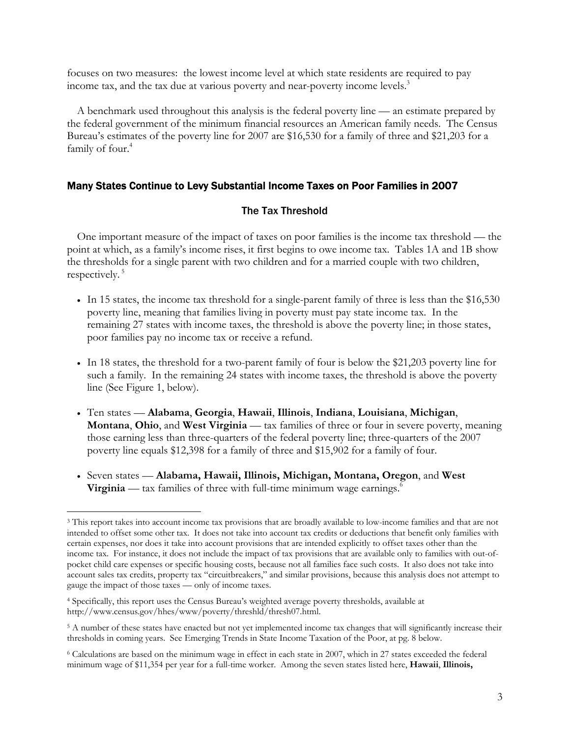focuses on two measures: the lowest income level at which state residents are required to pay income tax, and the tax due at various poverty and near-poverty income levels.[3]

A benchmark used throughout this analysis is the federal poverty line — an estimate prepared by the federal government of the minimum financial resources an American family needs. The Census Bureau's estimates of the poverty line for 2007 are $16,530 for a family of three and $21,203 for a family of four.[4]

## Many States Continue to Levy Substantial Income Taxes on Poor Families in 2007

### The Tax Threshold

One important measure of the impact of taxes on poor families is the income tax threshold — the point at which, as a family's income rises, it first begins to owe income tax. Tables 1A and 1B show the thresholds for a single parent with two children and for a married couple with two children, respectively.[5]

- In 15 states, the income tax threshold for a single-parent family of three is less than the $16,530 poverty line, meaning that families living in poverty must pay state income tax. In the remaining 27 states with income taxes, the threshold is above the poverty line; in those states, poor families pay no income tax or receive a refund.
- In 18 states, the threshold for a two-parent family of four is below the $21,203 poverty line for such a family. In the remaining 24 states with income taxes, the threshold is above the poverty line (See Figure 1, below).
- Ten states — **Alabama**, **Georgia**, **Hawaii**, **Illinois**, **Indiana**, **Louisiana**, **Michigan**, **Montana**, **Ohio**, and **West Virginia** — tax families of three or four in severe poverty, meaning those earning less than three-quarters of the federal poverty line; three-quarters of the 2007 poverty line equals $12,398 for a family of three and $15,902 for a family of four.
- Seven states — **Alabama, Hawaii, Illinois, Michigan, Montana, Oregon**, and **West Virginia** — tax families of three with full-time minimum wage earnings.[6]

---

[3] This report takes into account income tax provisions that are broadly available to low-income families and that are not intended to offset some other tax. It does not take into account tax credits or deductions that benefit only families with certain expenses, nor does it take into account provisions that are intended explicitly to offset taxes other than the income tax. For instance, it does not include the impact of tax provisions that are available only to families with out-of-pocket child care expenses or specific housing costs, because not all families face such costs. It also does not take into account sales tax credits, property tax "circuitbreakers," and similar provisions, because this analysis does not attempt to gauge the impact of those taxes — only of income taxes.

[4] Specifically, this report uses the Census Bureau's weighted average poverty thresholds, available at http://www.census.gov/hhes/www/poverty/threshld/thresh07.html.

[5] A number of these states have enacted but not yet implemented income tax changes that will significantly increase their thresholds in coming years. See Emerging Trends in State Income Taxation of the Poor, at pg. 8 below.

[6] Calculations are based on the minimum wage in effect in each state in 2007, which in 27 states exceeded the federal minimum wage of $11,354 per year for a full-time worker. Among the seven states listed here, **Hawaii**, **Illinois,**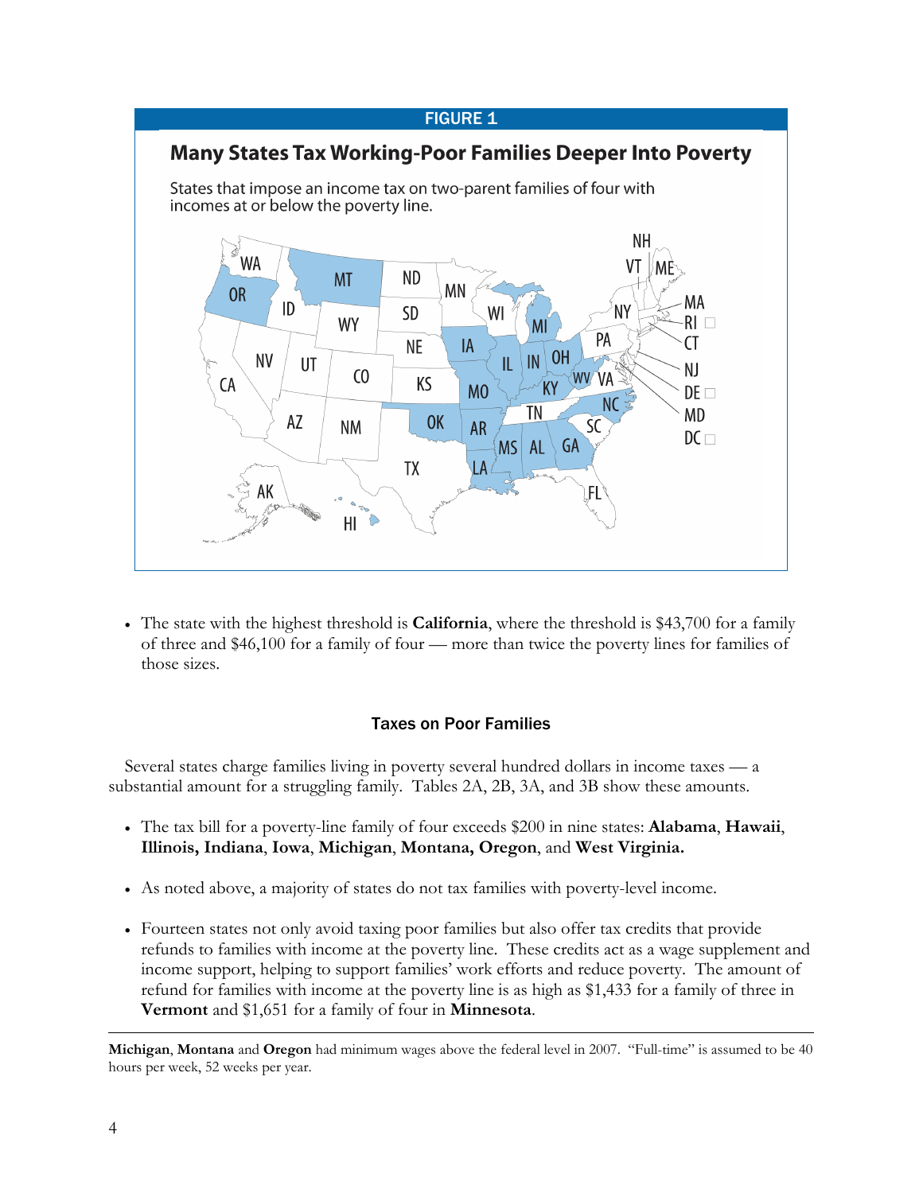FIGURE 1

**Many States Tax Working-Poor Families Deeper Into Poverty**

States that impose an income tax on two-parent families of four with incomes at or below the poverty line.

- The state with the highest threshold is **California**, where the threshold is $43,700 for a family of three and $46,100 for a family of four — more than twice the poverty lines for families of those sizes.

### Taxes on Poor Families

Several states charge families living in poverty several hundred dollars in income taxes — a substantial amount for a struggling family. Tables 2A, 2B, 3A, and 3B show these amounts.

- The tax bill for a poverty-line family of four exceeds $200 in nine states: **Alabama**, **Hawaii**, **Illinois, Indiana**, **Iowa**, **Michigan**, **Montana, Oregon**, and **West Virginia.**

- As noted above, a majority of states do not tax families with poverty-level income.

- Fourteen states not only avoid taxing poor families but also offer tax credits that provide refunds to families with income at the poverty line. These credits act as a wage supplement and income support, helping to support families' work efforts and reduce poverty. The amount of refund for families with income at the poverty line is as high as $1,433 for a family of three in **Vermont** and $1,651 for a family of four in **Minnesota**.

---

**Michigan**, **Montana** and **Oregon** had minimum wages above the federal level in 2007. "Full-time" is assumed to be 40 hours per week, 52 weeks per year.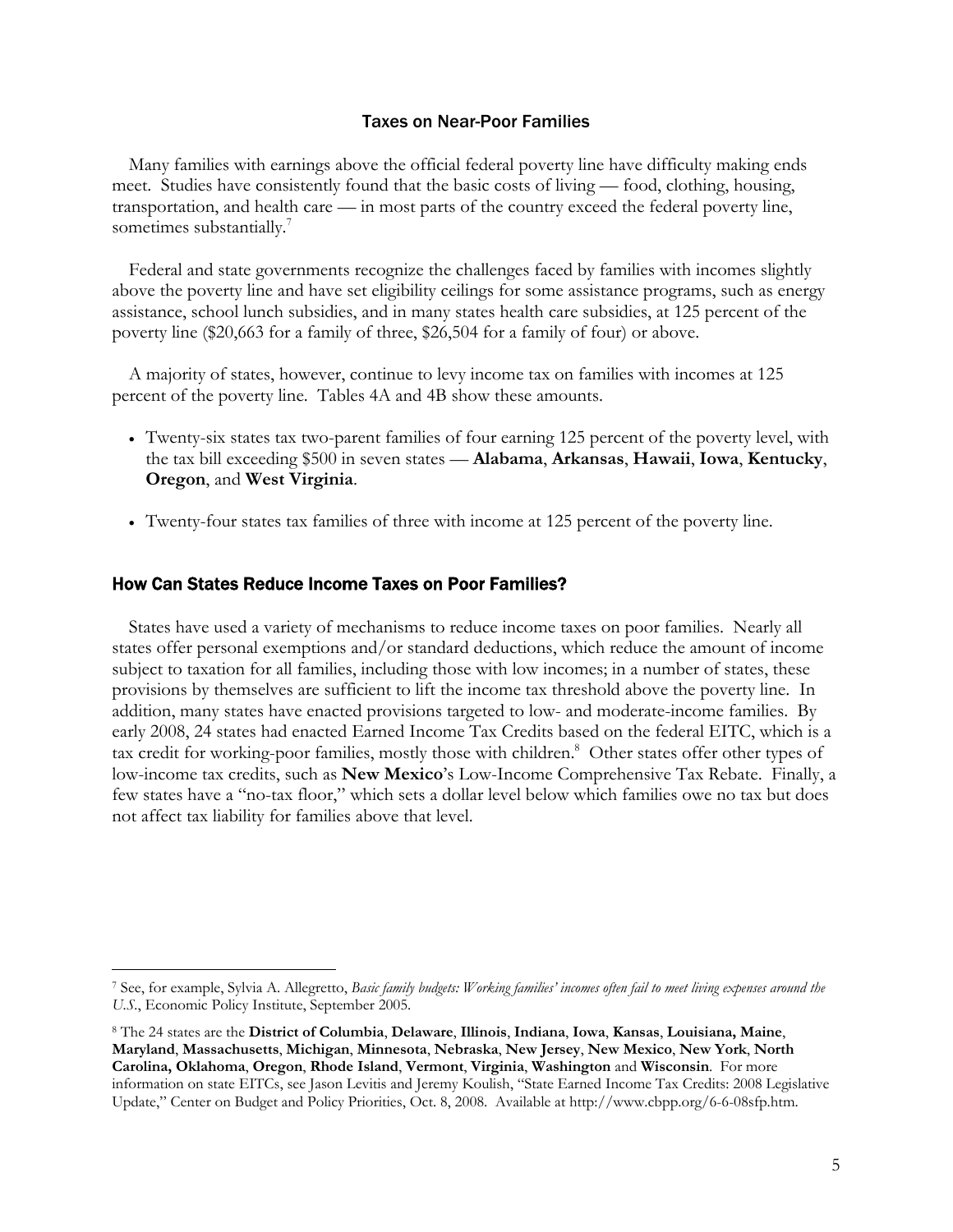### Taxes on Near-Poor Families

Many families with earnings above the official federal poverty line have difficulty making ends meet. Studies have consistently found that the basic costs of living — food, clothing, housing, transportation, and health care — in most parts of the country exceed the federal poverty line, sometimes substantially.[7]

Federal and state governments recognize the challenges faced by families with incomes slightly above the poverty line and have set eligibility ceilings for some assistance programs, such as energy assistance, school lunch subsidies, and in many states health care subsidies, at 125 percent of the poverty line ($20,663 for a family of three, $26,504 for a family of four) or above.

A majority of states, however, continue to levy income tax on families with incomes at 125 percent of the poverty line. Tables 4A and 4B show these amounts.

- Twenty-six states tax two-parent families of four earning 125 percent of the poverty level, with the tax bill exceeding $500 in seven states — **Alabama**, **Arkansas**, **Hawaii**, **Iowa**, **Kentucky**, **Oregon**, and **West Virginia**.
- Twenty-four states tax families of three with income at 125 percent of the poverty line.

## How Can States Reduce Income Taxes on Poor Families?

States have used a variety of mechanisms to reduce income taxes on poor families. Nearly all states offer personal exemptions and/or standard deductions, which reduce the amount of income subject to taxation for all families, including those with low incomes; in a number of states, these provisions by themselves are sufficient to lift the income tax threshold above the poverty line. In addition, many states have enacted provisions targeted to low- and moderate-income families. By early 2008, 24 states had enacted Earned Income Tax Credits based on the federal EITC, which is a tax credit for working-poor families, mostly those with children.[8] Other states offer other types of low-income tax credits, such as **New Mexico**'s Low-Income Comprehensive Tax Rebate. Finally, a few states have a "no-tax floor," which sets a dollar level below which families owe no tax but does not affect tax liability for families above that level.

---

[7] See, for example, Sylvia A. Allegretto, *Basic family budgets: Working families' incomes often fail to meet living expenses around the U.S.*, Economic Policy Institute, September 2005.

[8] The 24 states are the **District of Columbia**, **Delaware**, **Illinois**, **Indiana**, **Iowa**, **Kansas**, **Louisiana, Maine**, **Maryland**, **Massachusetts**, **Michigan**, **Minnesota**, **Nebraska**, **New Jersey**, **New Mexico**, **New York**, **North Carolina, Oklahoma**, **Oregon**, **Rhode Island**, **Vermont**, **Virginia**, **Washington** and **Wisconsin**. For more information on state EITCs, see Jason Levitis and Jeremy Koulish, "State Earned Income Tax Credits: 2008 Legislative Update," Center on Budget and Policy Priorities, Oct. 8, 2008. Available at http://www.cbpp.org/6-6-08sfp.htm.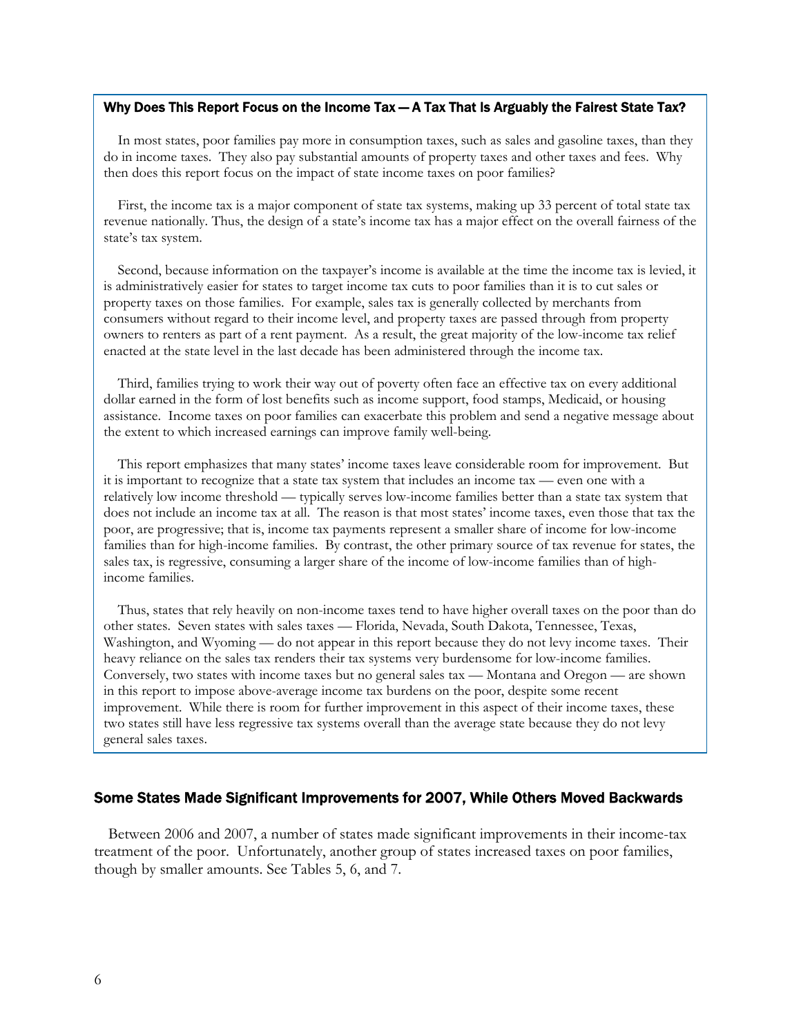### Why Does This Report Focus on the Income Tax — A Tax That Is Arguably the Fairest State Tax?

In most states, poor families pay more in consumption taxes, such as sales and gasoline taxes, than they do in income taxes. They also pay substantial amounts of property taxes and other taxes and fees. Why then does this report focus on the impact of state income taxes on poor families?

First, the income tax is a major component of state tax systems, making up 33 percent of total state tax revenue nationally. Thus, the design of a state's income tax has a major effect on the overall fairness of the state's tax system.

Second, because information on the taxpayer's income is available at the time the income tax is levied, it is administratively easier for states to target income tax cuts to poor families than it is to cut sales or property taxes on those families. For example, sales tax is generally collected by merchants from consumers without regard to their income level, and property taxes are passed through from property owners to renters as part of a rent payment. As a result, the great majority of the low-income tax relief enacted at the state level in the last decade has been administered through the income tax.

Third, families trying to work their way out of poverty often face an effective tax on every additional dollar earned in the form of lost benefits such as income support, food stamps, Medicaid, or housing assistance. Income taxes on poor families can exacerbate this problem and send a negative message about the extent to which increased earnings can improve family well-being.

This report emphasizes that many states' income taxes leave considerable room for improvement. But it is important to recognize that a state tax system that includes an income tax — even one with a relatively low income threshold — typically serves low-income families better than a state tax system that does not include an income tax at all. The reason is that most states' income taxes, even those that tax the poor, are progressive; that is, income tax payments represent a smaller share of income for low-income families than for high-income families. By contrast, the other primary source of tax revenue for states, the sales tax, is regressive, consuming a larger share of the income of low-income families than of high-income families.

Thus, states that rely heavily on non-income taxes tend to have higher overall taxes on the poor than do other states. Seven states with sales taxes — Florida, Nevada, South Dakota, Tennessee, Texas, Washington, and Wyoming — do not appear in this report because they do not levy income taxes. Their heavy reliance on the sales tax renders their tax systems very burdensome for low-income families. Conversely, two states with income taxes but no general sales tax — Montana and Oregon — are shown in this report to impose above-average income tax burdens on the poor, despite some recent improvement. While there is room for further improvement in this aspect of their income taxes, these two states still have less regressive tax systems overall than the average state because they do not levy general sales taxes.

## Some States Made Significant Improvements for 2007, While Others Moved Backwards

Between 2006 and 2007, a number of states made significant improvements in their income-tax treatment of the poor. Unfortunately, another group of states increased taxes on poor families, though by smaller amounts. See Tables 5, 6, and 7.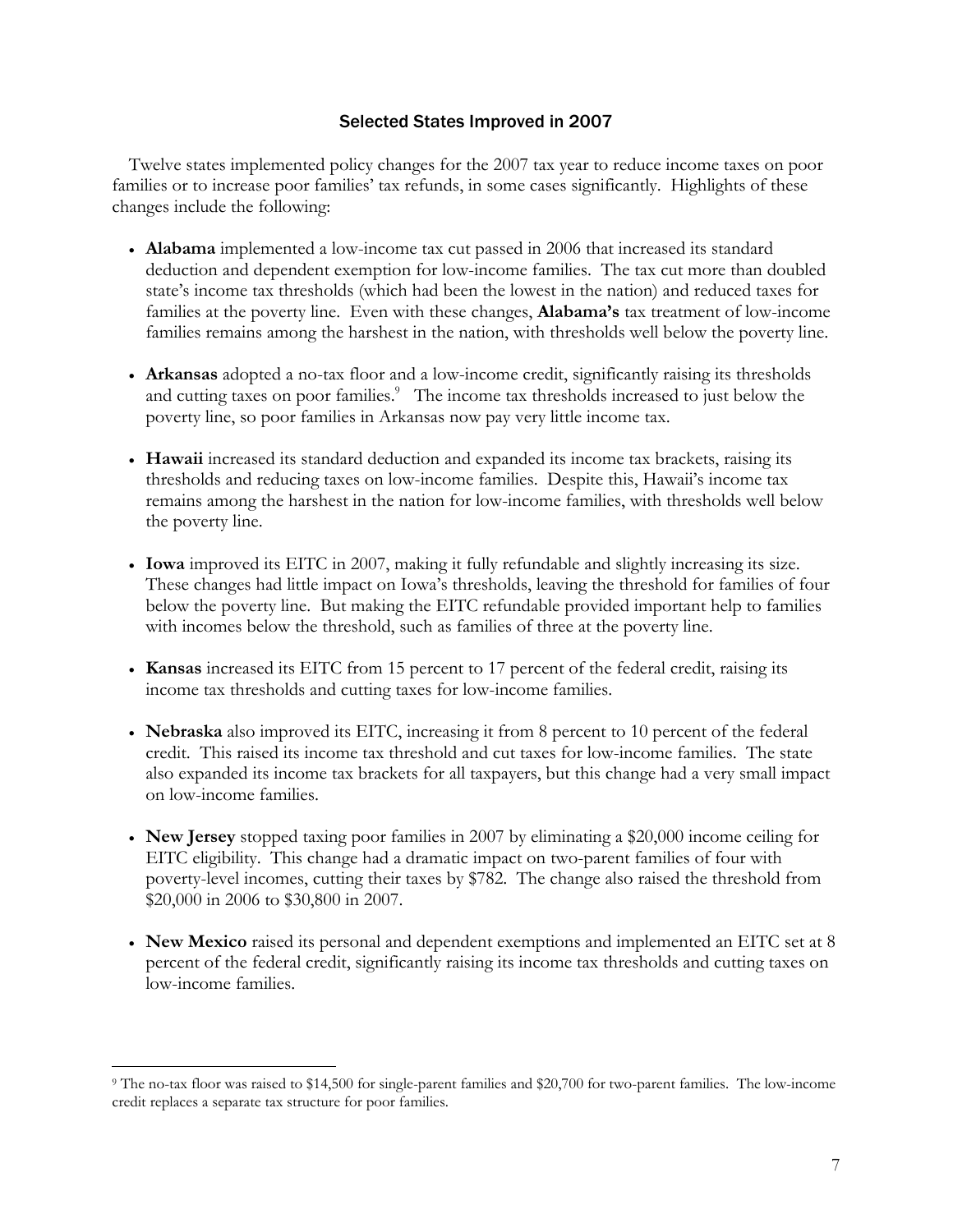## Selected States Improved in 2007

Twelve states implemented policy changes for the 2007 tax year to reduce income taxes on poor families or to increase poor families' tax refunds, in some cases significantly. Highlights of these changes include the following:

- **Alabama** implemented a low-income tax cut passed in 2006 that increased its standard deduction and dependent exemption for low-income families. The tax cut more than doubled state's income tax thresholds (which had been the lowest in the nation) and reduced taxes for families at the poverty line. Even with these changes, **Alabama's** tax treatment of low-income families remains among the harshest in the nation, with thresholds well below the poverty line.

- **Arkansas** adopted a no-tax floor and a low-income credit, significantly raising its thresholds and cutting taxes on poor families.[9] The income tax thresholds increased to just below the poverty line, so poor families in Arkansas now pay very little income tax.

- **Hawaii** increased its standard deduction and expanded its income tax brackets, raising its thresholds and reducing taxes on low-income families. Despite this, Hawaii's income tax remains among the harshest in the nation for low-income families, with thresholds well below the poverty line.

- **Iowa** improved its EITC in 2007, making it fully refundable and slightly increasing its size. These changes had little impact on Iowa's thresholds, leaving the threshold for families of four below the poverty line. But making the EITC refundable provided important help to families with incomes below the threshold, such as families of three at the poverty line.

- **Kansas** increased its EITC from 15 percent to 17 percent of the federal credit, raising its income tax thresholds and cutting taxes for low-income families.

- **Nebraska** also improved its EITC, increasing it from 8 percent to 10 percent of the federal credit. This raised its income tax threshold and cut taxes for low-income families. The state also expanded its income tax brackets for all taxpayers, but this change had a very small impact on low-income families.

- **New Jersey** stopped taxing poor families in 2007 by eliminating a $20,000 income ceiling for EITC eligibility. This change had a dramatic impact on two-parent families of four with poverty-level incomes, cutting their taxes by $782. The change also raised the threshold from $20,000 in 2006 to $30,800 in 2007.

- **New Mexico** raised its personal and dependent exemptions and implemented an EITC set at 8 percent of the federal credit, significantly raising its income tax thresholds and cutting taxes on low-income families.

---

[9] The no-tax floor was raised to $14,500 for single-parent families and $20,700 for two-parent families. The low-income credit replaces a separate tax structure for poor families.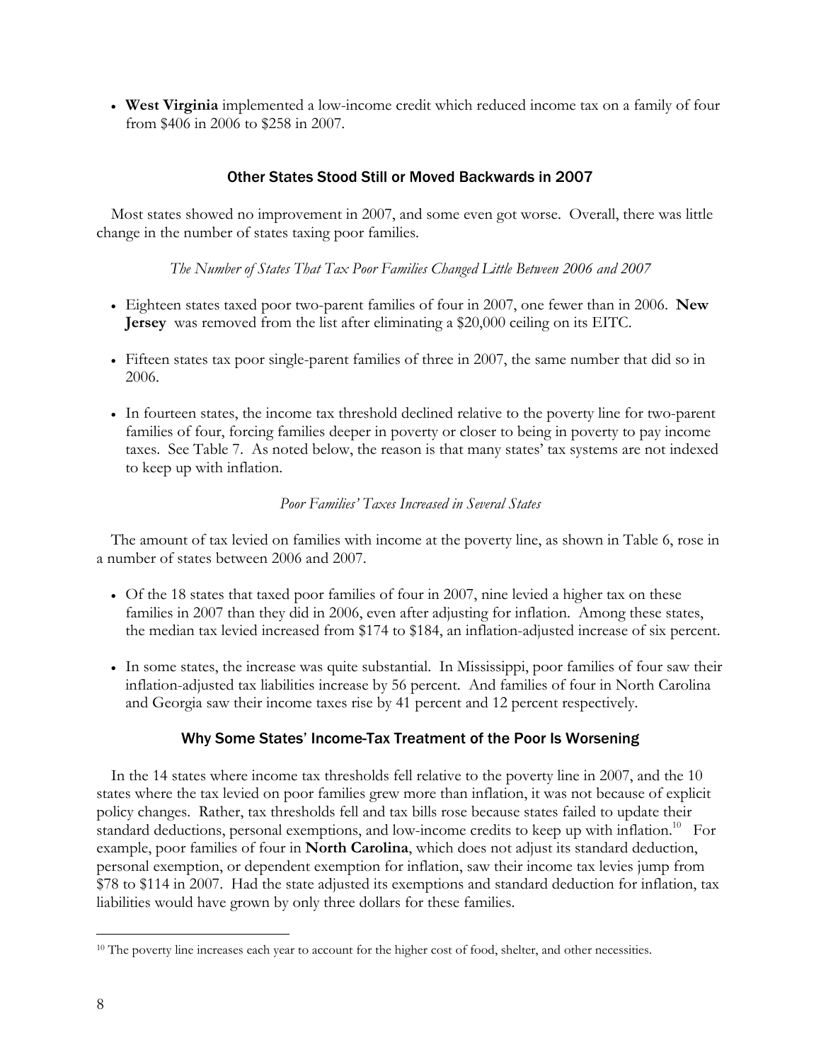- **West Virginia** implemented a low-income credit which reduced income tax on a family of four from $406 in 2006 to $258 in 2007.

## Other States Stood Still or Moved Backwards in 2007

Most states showed no improvement in 2007, and some even got worse. Overall, there was little change in the number of states taxing poor families.

*The Number of States That Tax Poor Families Changed Little Between 2006 and 2007*

- Eighteen states taxed poor two-parent families of four in 2007, one fewer than in 2006. **New Jersey** was removed from the list after eliminating a $20,000 ceiling on its EITC.
- Fifteen states tax poor single-parent families of three in 2007, the same number that did so in 2006.
- In fourteen states, the income tax threshold declined relative to the poverty line for two-parent families of four, forcing families deeper in poverty or closer to being in poverty to pay income taxes. See Table 7. As noted below, the reason is that many states' tax systems are not indexed to keep up with inflation.

*Poor Families' Taxes Increased in Several States*

The amount of tax levied on families with income at the poverty line, as shown in Table 6, rose in a number of states between 2006 and 2007.

- Of the 18 states that taxed poor families of four in 2007, nine levied a higher tax on these families in 2007 than they did in 2006, even after adjusting for inflation. Among these states, the median tax levied increased from $174 to $184, an inflation-adjusted increase of six percent.
- In some states, the increase was quite substantial. In Mississippi, poor families of four saw their inflation-adjusted tax liabilities increase by 56 percent. And families of four in North Carolina and Georgia saw their income taxes rise by 41 percent and 12 percent respectively.

## Why Some States' Income-Tax Treatment of the Poor Is Worsening

In the 14 states where income tax thresholds fell relative to the poverty line in 2007, and the 10 states where the tax levied on poor families grew more than inflation, it was not because of explicit policy changes. Rather, tax thresholds fell and tax bills rose because states failed to update their standard deductions, personal exemptions, and low-income credits to keep up with inflation.[10] For example, poor families of four in **North Carolina**, which does not adjust its standard deduction, personal exemption, or dependent exemption for inflation, saw their income tax levies jump from $78 to $114 in 2007. Had the state adjusted its exemptions and standard deduction for inflation, tax liabilities would have grown by only three dollars for these families.

[10] The poverty line increases each year to account for the higher cost of food, shelter, and other necessities.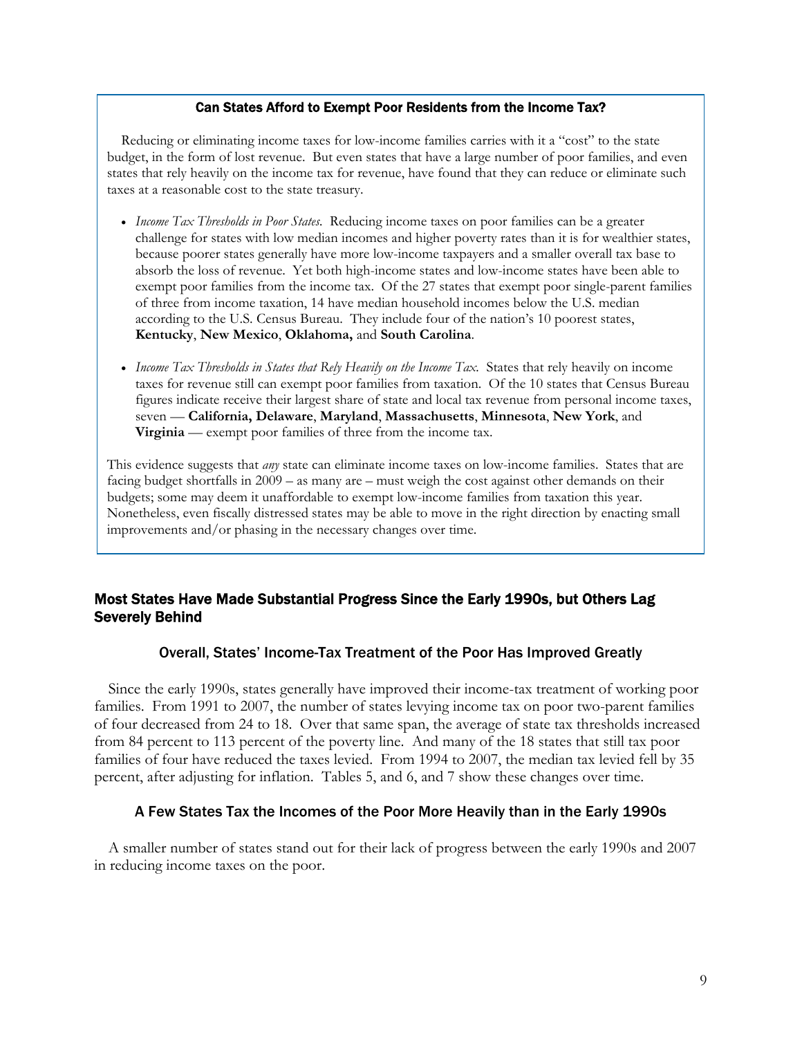### Can States Afford to Exempt Poor Residents from the Income Tax?

Reducing or eliminating income taxes for low-income families carries with it a "cost" to the state budget, in the form of lost revenue. But even states that have a large number of poor families, and even states that rely heavily on the income tax for revenue, have found that they can reduce or eliminate such taxes at a reasonable cost to the state treasury.

- *Income Tax Thresholds in Poor States.* Reducing income taxes on poor families can be a greater challenge for states with low median incomes and higher poverty rates than it is for wealthier states, because poorer states generally have more low-income taxpayers and a smaller overall tax base to absorb the loss of revenue. Yet both high-income states and low-income states have been able to exempt poor families from the income tax. Of the 27 states that exempt poor single-parent families of three from income taxation, 14 have median household incomes below the U.S. median according to the U.S. Census Bureau. They include four of the nation's 10 poorest states, **Kentucky**, **New Mexico**, **Oklahoma,** and **South Carolina**.
- *Income Tax Thresholds in States that Rely Heavily on the Income Tax.* States that rely heavily on income taxes for revenue still can exempt poor families from taxation. Of the 10 states that Census Bureau figures indicate receive their largest share of state and local tax revenue from personal income taxes, seven — **California, Delaware**, **Maryland**, **Massachusetts**, **Minnesota**, **New York**, and **Virginia** — exempt poor families of three from the income tax.

This evidence suggests that *any* state can eliminate income taxes on low-income families. States that are facing budget shortfalls in 2009 – as many are – must weigh the cost against other demands on their budgets; some may deem it unaffordable to exempt low-income families from taxation this year. Nonetheless, even fiscally distressed states may be able to move in the right direction by enacting small improvements and/or phasing in the necessary changes over time.

## Most States Have Made Substantial Progress Since the Early 1990s, but Others Lag Severely Behind

### Overall, States' Income-Tax Treatment of the Poor Has Improved Greatly

Since the early 1990s, states generally have improved their income-tax treatment of working poor families. From 1991 to 2007, the number of states levying income tax on poor two-parent families of four decreased from 24 to 18. Over that same span, the average of state tax thresholds increased from 84 percent to 113 percent of the poverty line. And many of the 18 states that still tax poor families of four have reduced the taxes levied. From 1994 to 2007, the median tax levied fell by 35 percent, after adjusting for inflation. Tables 5, and 6, and 7 show these changes over time.

### A Few States Tax the Incomes of the Poor More Heavily than in the Early 1990s

A smaller number of states stand out for their lack of progress between the early 1990s and 2007 in reducing income taxes on the poor.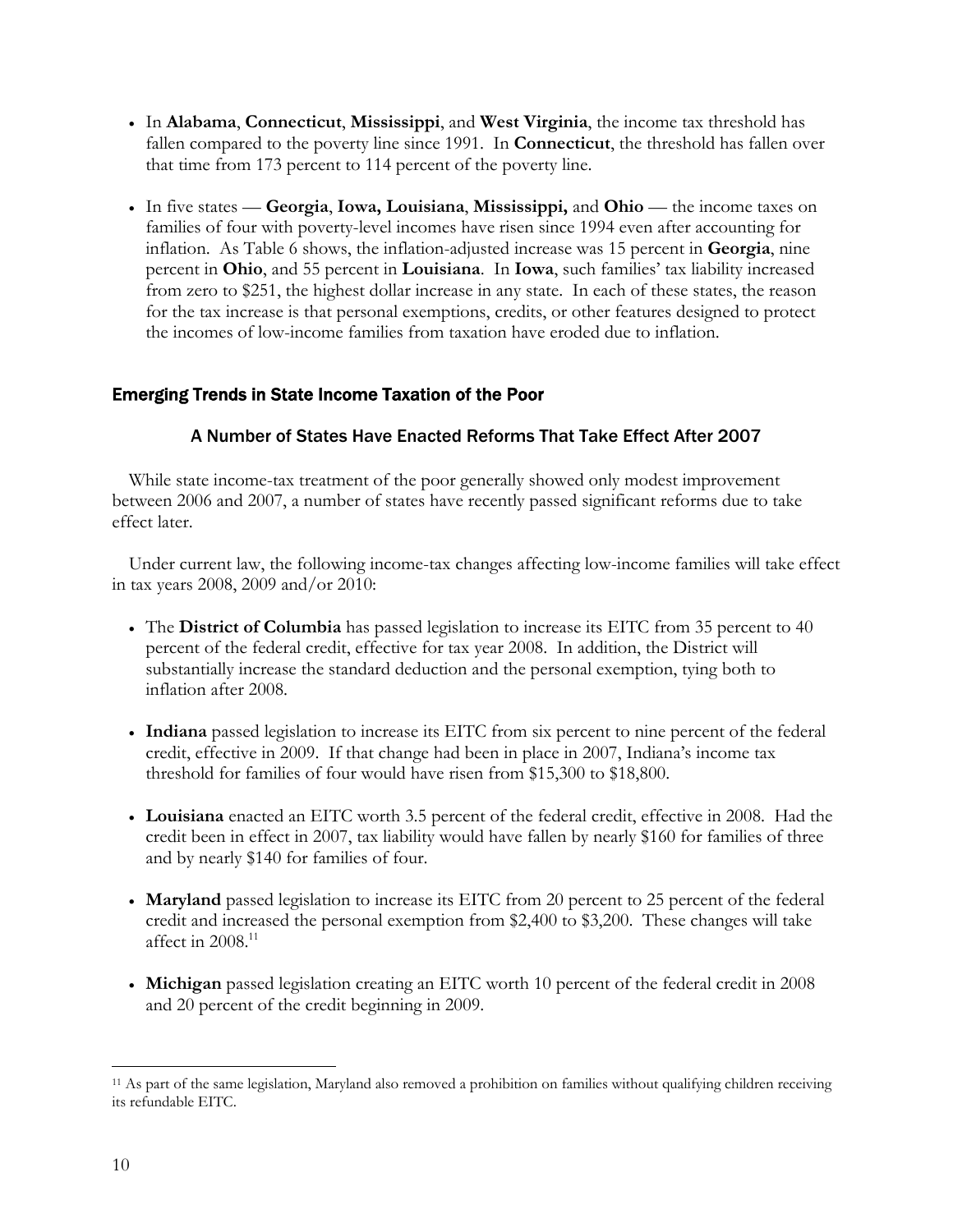- In **Alabama**, **Connecticut**, **Mississippi**, and **West Virginia**, the income tax threshold has fallen compared to the poverty line since 1991. In **Connecticut**, the threshold has fallen over that time from 173 percent to 114 percent of the poverty line.

- In five states — **Georgia**, **Iowa, Louisiana**, **Mississippi,** and **Ohio** — the income taxes on families of four with poverty-level incomes have risen since 1994 even after accounting for inflation. As Table 6 shows, the inflation-adjusted increase was 15 percent in **Georgia**, nine percent in **Ohio**, and 55 percent in **Louisiana**. In **Iowa**, such families' tax liability increased from zero to $251, the highest dollar increase in any state. In each of these states, the reason for the tax increase is that personal exemptions, credits, or other features designed to protect the incomes of low-income families from taxation have eroded due to inflation.

## Emerging Trends in State Income Taxation of the Poor

### A Number of States Have Enacted Reforms That Take Effect After 2007

While state income-tax treatment of the poor generally showed only modest improvement between 2006 and 2007, a number of states have recently passed significant reforms due to take effect later.

Under current law, the following income-tax changes affecting low-income families will take effect in tax years 2008, 2009 and/or 2010:

- The **District of Columbia** has passed legislation to increase its EITC from 35 percent to 40 percent of the federal credit, effective for tax year 2008. In addition, the District will substantially increase the standard deduction and the personal exemption, tying both to inflation after 2008.

- **Indiana** passed legislation to increase its EITC from six percent to nine percent of the federal credit, effective in 2009. If that change had been in place in 2007, Indiana's income tax threshold for families of four would have risen from $15,300 to $18,800.

- **Louisiana** enacted an EITC worth 3.5 percent of the federal credit, effective in 2008. Had the credit been in effect in 2007, tax liability would have fallen by nearly $160 for families of three and by nearly $140 for families of four.

- **Maryland** passed legislation to increase its EITC from 20 percent to 25 percent of the federal credit and increased the personal exemption from $2,400 to $3,200. These changes will take affect in 2008.[11]

- **Michigan** passed legislation creating an EITC worth 10 percent of the federal credit in 2008 and 20 percent of the credit beginning in 2009.

---

[11] As part of the same legislation, Maryland also removed a prohibition on families without qualifying children receiving its refundable EITC.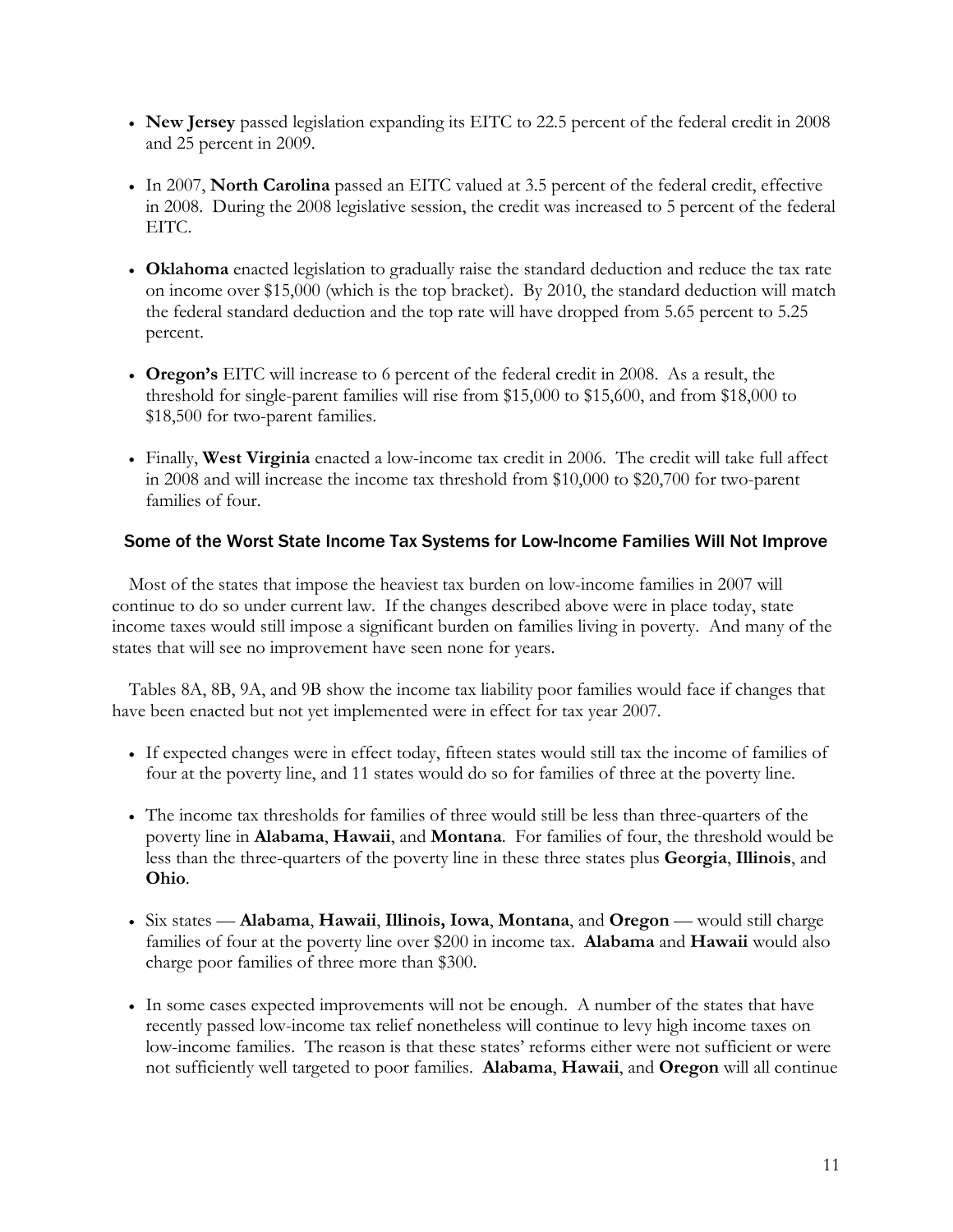- **New Jersey** passed legislation expanding its EITC to 22.5 percent of the federal credit in 2008 and 25 percent in 2009.
- In 2007, **North Carolina** passed an EITC valued at 3.5 percent of the federal credit, effective in 2008. During the 2008 legislative session, the credit was increased to 5 percent of the federal EITC.
- **Oklahoma** enacted legislation to gradually raise the standard deduction and reduce the tax rate on income over $15,000 (which is the top bracket). By 2010, the standard deduction will match the federal standard deduction and the top rate will have dropped from 5.65 percent to 5.25 percent.
- **Oregon's** EITC will increase to 6 percent of the federal credit in 2008. As a result, the threshold for single-parent families will rise from $15,000 to $15,600, and from $18,000 to $18,500 for two-parent families.
- Finally, **West Virginia** enacted a low-income tax credit in 2006. The credit will take full affect in 2008 and will increase the income tax threshold from $10,000 to $20,700 for two-parent families of four.

## Some of the Worst State Income Tax Systems for Low-Income Families Will Not Improve

Most of the states that impose the heaviest tax burden on low-income families in 2007 will continue to do so under current law. If the changes described above were in place today, state income taxes would still impose a significant burden on families living in poverty. And many of the states that will see no improvement have seen none for years.

Tables 8A, 8B, 9A, and 9B show the income tax liability poor families would face if changes that have been enacted but not yet implemented were in effect for tax year 2007.

- If expected changes were in effect today, fifteen states would still tax the income of families of four at the poverty line, and 11 states would do so for families of three at the poverty line.
- The income tax thresholds for families of three would still be less than three-quarters of the poverty line in **Alabama**, **Hawaii**, and **Montana**. For families of four, the threshold would be less than the three-quarters of the poverty line in these three states plus **Georgia**, **Illinois**, and **Ohio**.
- Six states — **Alabama**, **Hawaii**, **Illinois, Iowa**, **Montana**, and **Oregon** — would still charge families of four at the poverty line over $200 in income tax. **Alabama** and **Hawaii** would also charge poor families of three more than $300.
- In some cases expected improvements will not be enough. A number of the states that have recently passed low-income tax relief nonetheless will continue to levy high income taxes on low-income families. The reason is that these states' reforms either were not sufficient or were not sufficiently well targeted to poor families. **Alabama**, **Hawaii**, and **Oregon** will all continue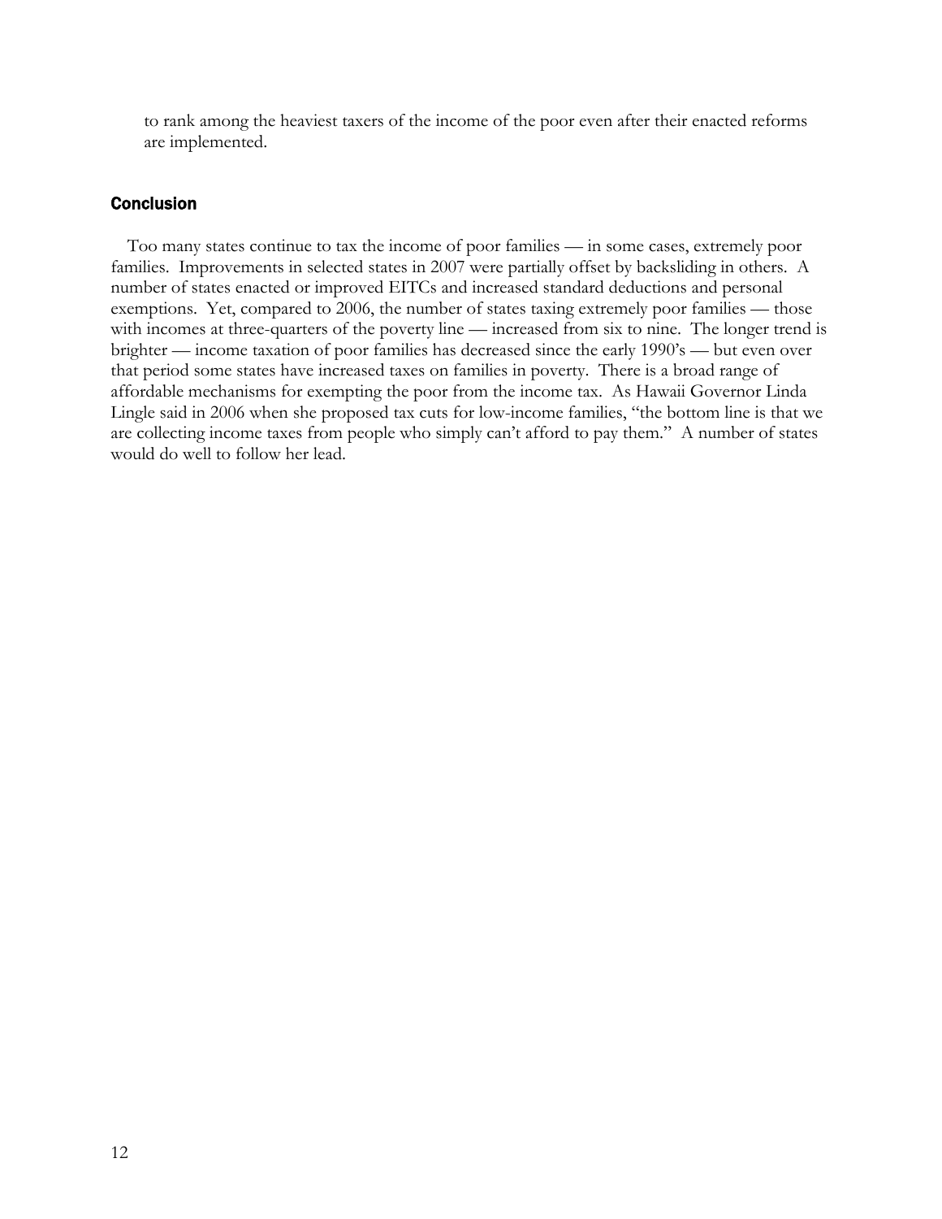to rank among the heaviest taxers of the income of the poor even after their enacted reforms are implemented.

## Conclusion

Too many states continue to tax the income of poor families — in some cases, extremely poor families. Improvements in selected states in 2007 were partially offset by backsliding in others. A number of states enacted or improved EITCs and increased standard deductions and personal exemptions. Yet, compared to 2006, the number of states taxing extremely poor families — those with incomes at three-quarters of the poverty line — increased from six to nine. The longer trend is brighter — income taxation of poor families has decreased since the early 1990's — but even over that period some states have increased taxes on families in poverty. There is a broad range of affordable mechanisms for exempting the poor from the income tax. As Hawaii Governor Linda Lingle said in 2006 when she proposed tax cuts for low-income families, "the bottom line is that we are collecting income taxes from people who simply can't afford to pay them." A number of states would do well to follow her lead.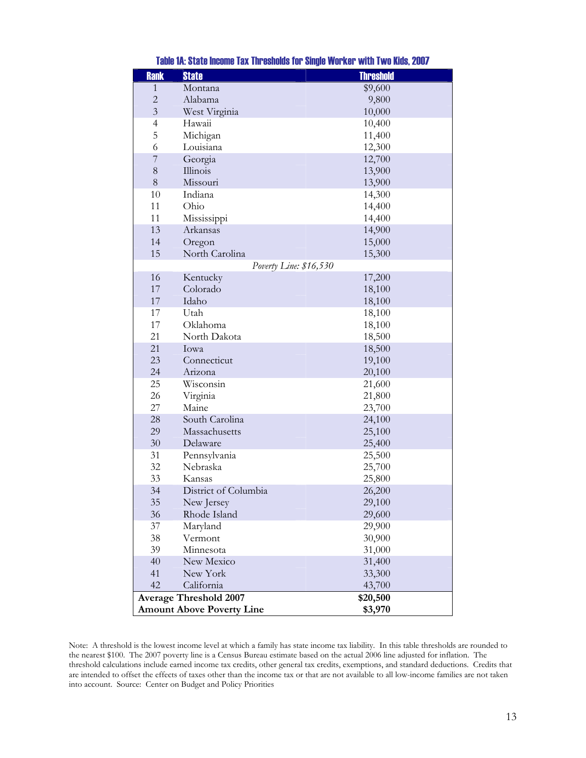**Table 1A: State Income Tax Thresholds for Single Worker with Two Kids, 2007**

| Rank | State | Threshold |
|---|---|---|
| 1 | Montana | $9,600 |
| 2 | Alabama | 9,800 |
| 3 | West Virginia | 10,000 |
| 4 | Hawaii | 10,400 |
| 5 | Michigan | 11,400 |
| 6 | Louisiana | 12,300 |
| 7 | Georgia | 12,700 |
| 8 | Illinois | 13,900 |
| 8 | Missouri | 13,900 |
| 10 | Indiana | 14,300 |
| 11 | Ohio | 14,400 |
| 11 | Mississippi | 14,400 |
| 13 | Arkansas | 14,900 |
| 14 | Oregon | 15,000 |
| 15 | North Carolina | 15,300 |
| | *Poverty Line: $16,530* | |
| 16 | Kentucky | 17,200 |
| 17 | Colorado | 18,100 |
| 17 | Idaho | 18,100 |
| 17 | Utah | 18,100 |
| 17 | Oklahoma | 18,100 |
| 21 | North Dakota | 18,500 |
| 21 | Iowa | 18,500 |
| 23 | Connecticut | 19,100 |
| 24 | Arizona | 20,100 |
| 25 | Wisconsin | 21,600 |
| 26 | Virginia | 21,800 |
| 27 | Maine | 23,700 |
| 28 | South Carolina | 24,100 |
| 29 | Massachusetts | 25,100 |
| 30 | Delaware | 25,400 |
| 31 | Pennsylvania | 25,500 |
| 32 | Nebraska | 25,700 |
| 33 | Kansas | 25,800 |
| 34 | District of Columbia | 26,200 |
| 35 | New Jersey | 29,100 |
| 36 | Rhode Island | 29,600 |
| 37 | Maryland | 29,900 |
| 38 | Vermont | 30,900 |
| 39 | Minnesota | 31,000 |
| 40 | New Mexico | 31,400 |
| 41 | New York | 33,300 |
| 42 | California | 43,700 |
| **Average Threshold 2007** | | **$20,500** |
| **Amount Above Poverty Line** | | **$3,970** |

Note: A threshold is the lowest income level at which a family has state income tax liability. In this table thresholds are rounded to the nearest $100. The 2007 poverty line is a Census Bureau estimate based on the actual 2006 line adjusted for inflation. The threshold calculations include earned income tax credits, other general tax credits, exemptions, and standard deductions. Credits that are intended to offset the effects of taxes other than the income tax or that are not available to all low-income families are not taken into account. Source: Center on Budget and Policy Priorities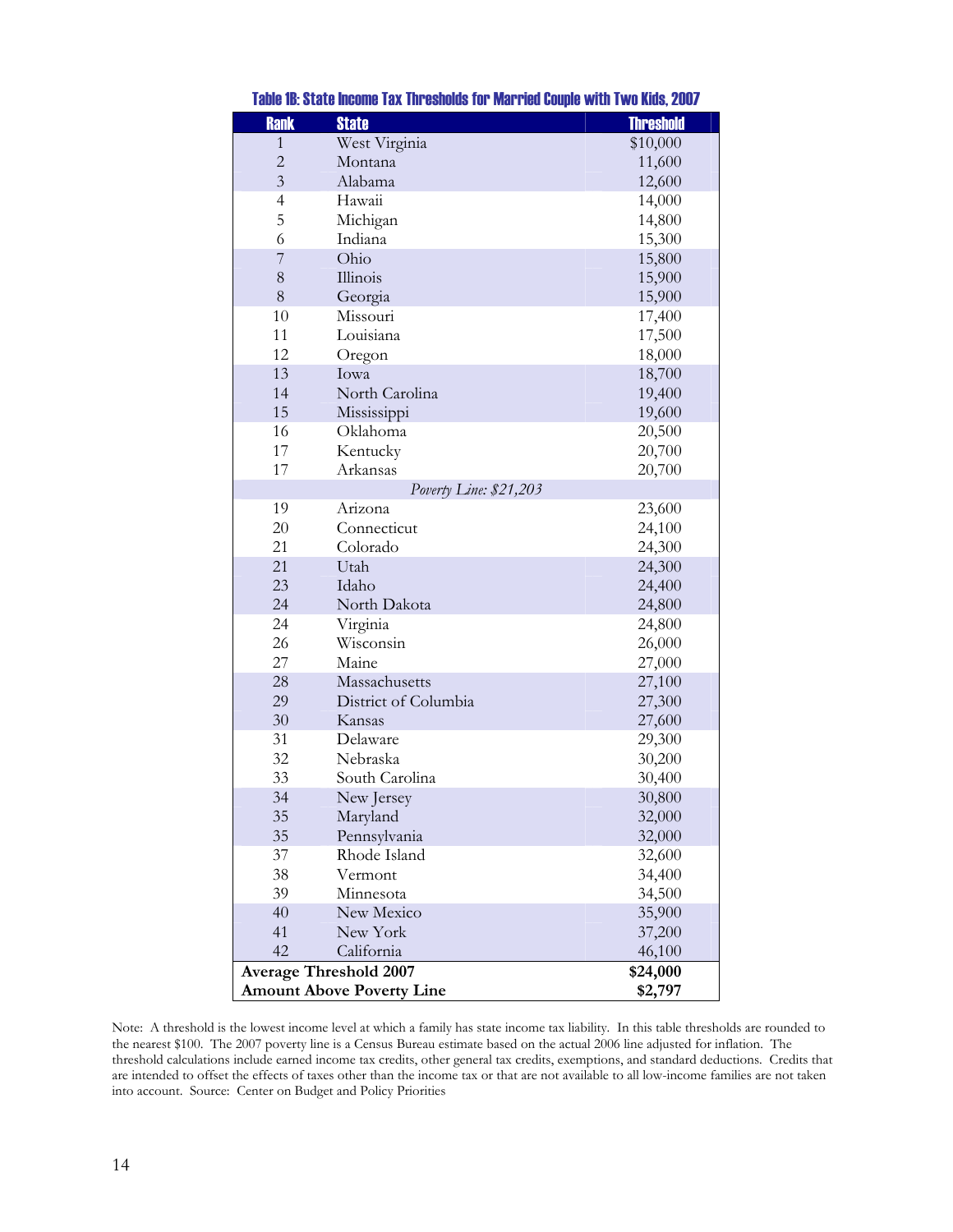### Table 1B: State Income Tax Thresholds for Married Couple with Two Kids, 2007

| Rank | State | Threshold |
|---|---|---|
| 1 | West Virginia | $10,000 |
| 2 | Montana | 11,600 |
| 3 | Alabama | 12,600 |
| 4 | Hawaii | 14,000 |
| 5 | Michigan | 14,800 |
| 6 | Indiana | 15,300 |
| 7 | Ohio | 15,800 |
| 8 | Illinois | 15,900 |
| 8 | Georgia | 15,900 |
| 10 | Missouri | 17,400 |
| 11 | Louisiana | 17,500 |
| 12 | Oregon | 18,000 |
| 13 | Iowa | 18,700 |
| 14 | North Carolina | 19,400 |
| 15 | Mississippi | 19,600 |
| 16 | Oklahoma | 20,500 |
| 17 | Kentucky | 20,700 |
| 17 | Arkansas | 20,700 |
| | *Poverty Line: $21,203* | |
| 19 | Arizona | 23,600 |
| 20 | Connecticut | 24,100 |
| 21 | Colorado | 24,300 |
| 21 | Utah | 24,300 |
| 23 | Idaho | 24,400 |
| 24 | North Dakota | 24,800 |
| 24 | Virginia | 24,800 |
| 26 | Wisconsin | 26,000 |
| 27 | Maine | 27,000 |
| 28 | Massachusetts | 27,100 |
| 29 | District of Columbia | 27,300 |
| 30 | Kansas | 27,600 |
| 31 | Delaware | 29,300 |
| 32 | Nebraska | 30,200 |
| 33 | South Carolina | 30,400 |
| 34 | New Jersey | 30,800 |
| 35 | Maryland | 32,000 |
| 35 | Pennsylvania | 32,000 |
| 37 | Rhode Island | 32,600 |
| 38 | Vermont | 34,400 |
| 39 | Minnesota | 34,500 |
| 40 | New Mexico | 35,900 |
| 41 | New York | 37,200 |
| 42 | California | 46,100 |
| **Average Threshold 2007** | | **$24,000** |
| **Amount Above Poverty Line** | | **$2,797** |

Note: A threshold is the lowest income level at which a family has state income tax liability. In this table thresholds are rounded to the nearest $100. The 2007 poverty line is a Census Bureau estimate based on the actual 2006 line adjusted for inflation. The threshold calculations include earned income tax credits, other general tax credits, exemptions, and standard deductions. Credits that are intended to offset the effects of taxes other than the income tax or that are not available to all low-income families are not taken into account. Source: Center on Budget and Policy Priorities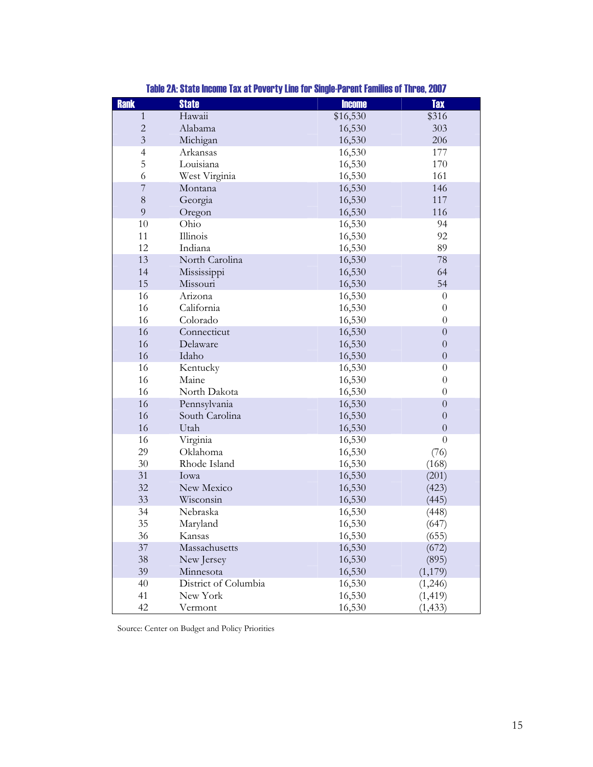**Table 2A: State Income Tax at Poverty Line for Single-Parent Families of Three, 2007**

| Rank | State | Income | Tax |
|---|---|---|---|
| 1 | Hawaii | $16,530 | $316 |
| 2 | Alabama | 16,530 | 303 |
| 3 | Michigan | 16,530 | 206 |
| 4 | Arkansas | 16,530 | 177 |
| 5 | Louisiana | 16,530 | 170 |
| 6 | West Virginia | 16,530 | 161 |
| 7 | Montana | 16,530 | 146 |
| 8 | Georgia | 16,530 | 117 |
| 9 | Oregon | 16,530 | 116 |
| 10 | Ohio | 16,530 | 94 |
| 11 | Illinois | 16,530 | 92 |
| 12 | Indiana | 16,530 | 89 |
| 13 | North Carolina | 16,530 | 78 |
| 14 | Mississippi | 16,530 | 64 |
| 15 | Missouri | 16,530 | 54 |
| 16 | Arizona | 16,530 | 0 |
| 16 | California | 16,530 | 0 |
| 16 | Colorado | 16,530 | 0 |
| 16 | Connecticut | 16,530 | 0 |
| 16 | Delaware | 16,530 | 0 |
| 16 | Idaho | 16,530 | 0 |
| 16 | Kentucky | 16,530 | 0 |
| 16 | Maine | 16,530 | 0 |
| 16 | North Dakota | 16,530 | 0 |
| 16 | Pennsylvania | 16,530 | 0 |
| 16 | South Carolina | 16,530 | 0 |
| 16 | Utah | 16,530 | 0 |
| 16 | Virginia | 16,530 | 0 |
| 29 | Oklahoma | 16,530 | (76) |
| 30 | Rhode Island | 16,530 | (168) |
| 31 | Iowa | 16,530 | (201) |
| 32 | New Mexico | 16,530 | (423) |
| 33 | Wisconsin | 16,530 | (445) |
| 34 | Nebraska | 16,530 | (448) |
| 35 | Maryland | 16,530 | (647) |
| 36 | Kansas | 16,530 | (655) |
| 37 | Massachusetts | 16,530 | (672) |
| 38 | New Jersey | 16,530 | (895) |
| 39 | Minnesota | 16,530 | (1,179) |
| 40 | District of Columbia | 16,530 | (1,246) |
| 41 | New York | 16,530 | (1,419) |
| 42 | Vermont | 16,530 | (1,433) |

Source: Center on Budget and Policy Priorities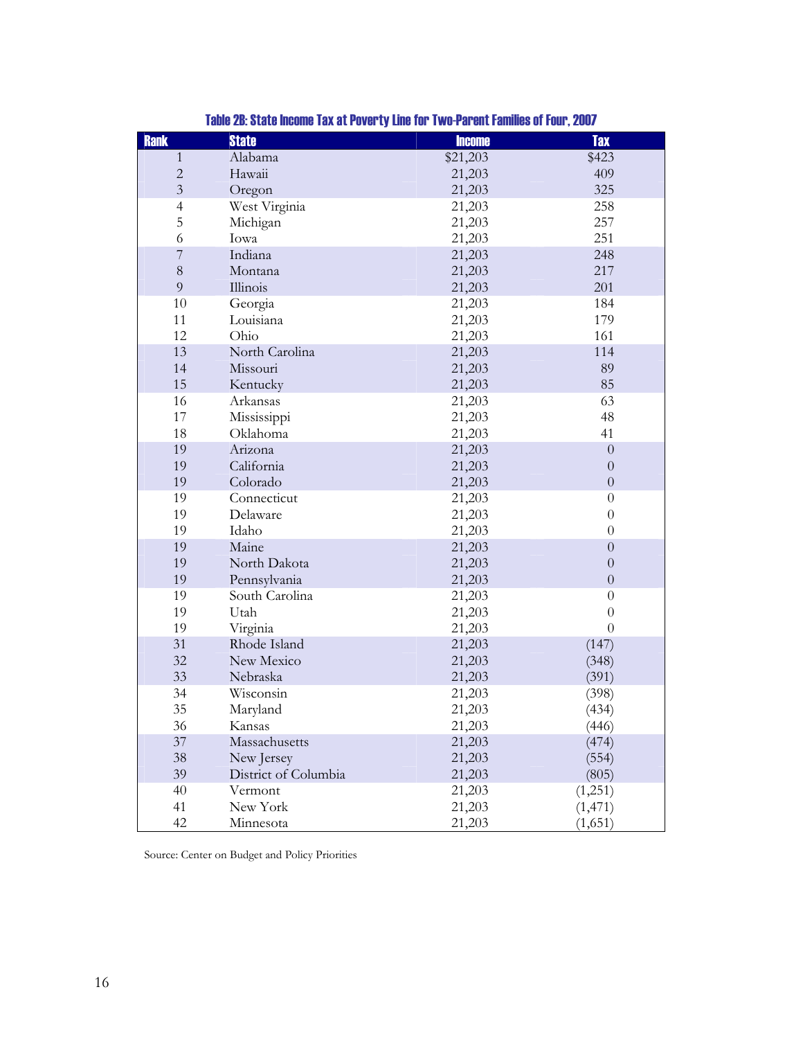Table 2B: State Income Tax at Poverty Line for Two-Parent Families of Four, 2007

| Rank | State | Income | Tax |
|---|---|---|---|
| 1 | Alabama | $21,203 | $423 |
| 2 | Hawaii | 21,203 | 409 |
| 3 | Oregon | 21,203 | 325 |
| 4 | West Virginia | 21,203 | 258 |
| 5 | Michigan | 21,203 | 257 |
| 6 | Iowa | 21,203 | 251 |
| 7 | Indiana | 21,203 | 248 |
| 8 | Montana | 21,203 | 217 |
| 9 | Illinois | 21,203 | 201 |
| 10 | Georgia | 21,203 | 184 |
| 11 | Louisiana | 21,203 | 179 |
| 12 | Ohio | 21,203 | 161 |
| 13 | North Carolina | 21,203 | 114 |
| 14 | Missouri | 21,203 | 89 |
| 15 | Kentucky | 21,203 | 85 |
| 16 | Arkansas | 21,203 | 63 |
| 17 | Mississippi | 21,203 | 48 |
| 18 | Oklahoma | 21,203 | 41 |
| 19 | Arizona | 21,203 | 0 |
| 19 | California | 21,203 | 0 |
| 19 | Colorado | 21,203 | 0 |
| 19 | Connecticut | 21,203 | 0 |
| 19 | Delaware | 21,203 | 0 |
| 19 | Idaho | 21,203 | 0 |
| 19 | Maine | 21,203 | 0 |
| 19 | North Dakota | 21,203 | 0 |
| 19 | Pennsylvania | 21,203 | 0 |
| 19 | South Carolina | 21,203 | 0 |
| 19 | Utah | 21,203 | 0 |
| 19 | Virginia | 21,203 | 0 |
| 31 | Rhode Island | 21,203 | (147) |
| 32 | New Mexico | 21,203 | (348) |
| 33 | Nebraska | 21,203 | (391) |
| 34 | Wisconsin | 21,203 | (398) |
| 35 | Maryland | 21,203 | (434) |
| 36 | Kansas | 21,203 | (446) |
| 37 | Massachusetts | 21,203 | (474) |
| 38 | New Jersey | 21,203 | (554) |
| 39 | District of Columbia | 21,203 | (805) |
| 40 | Vermont | 21,203 | (1,251) |
| 41 | New York | 21,203 | (1,471) |
| 42 | Minnesota | 21,203 | (1,651) |

Source: Center on Budget and Policy Priorities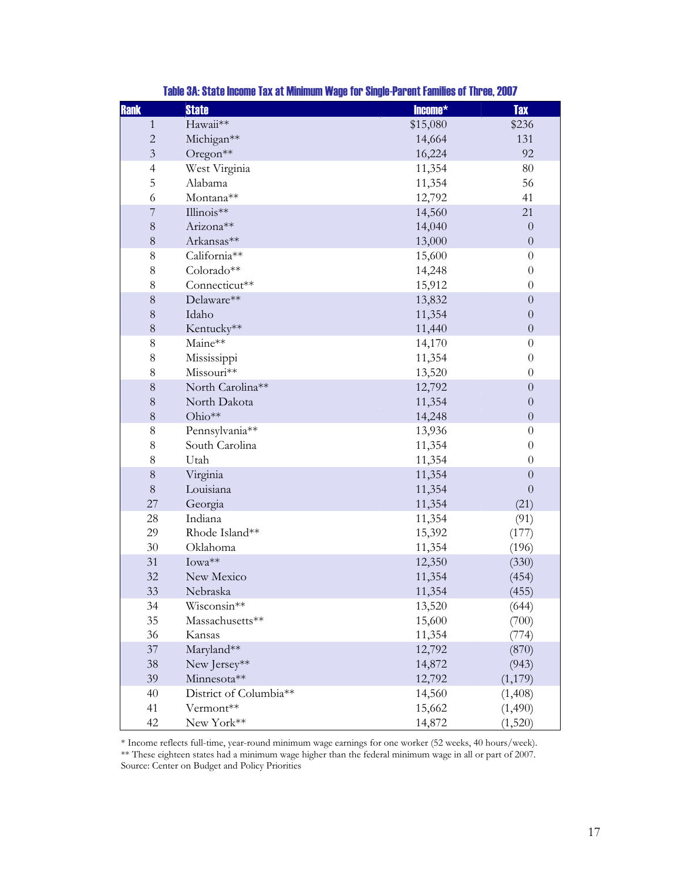**Table 3A: State Income Tax at Minimum Wage for Single-Parent Families of Three, 2007**

| Rank | State | Income* | Tax |
|---|---|---|---|
| 1 | Hawaii** | $15,080 | $236 |
| 2 | Michigan** | 14,664 | 131 |
| 3 | Oregon** | 16,224 | 92 |
| 4 | West Virginia | 11,354 | 80 |
| 5 | Alabama | 11,354 | 56 |
| 6 | Montana** | 12,792 | 41 |
| 7 | Illinois** | 14,560 | 21 |
| 8 | Arizona** | 14,040 | 0 |
| 8 | Arkansas** | 13,000 | 0 |
| 8 | California** | 15,600 | 0 |
| 8 | Colorado** | 14,248 | 0 |
| 8 | Connecticut** | 15,912 | 0 |
| 8 | Delaware** | 13,832 | 0 |
| 8 | Idaho | 11,354 | 0 |
| 8 | Kentucky** | 11,440 | 0 |
| 8 | Maine** | 14,170 | 0 |
| 8 | Mississippi | 11,354 | 0 |
| 8 | Missouri** | 13,520 | 0 |
| 8 | North Carolina** | 12,792 | 0 |
| 8 | North Dakota | 11,354 | 0 |
| 8 | Ohio** | 14,248 | 0 |
| 8 | Pennsylvania** | 13,936 | 0 |
| 8 | South Carolina | 11,354 | 0 |
| 8 | Utah | 11,354 | 0 |
| 8 | Virginia | 11,354 | 0 |
| 8 | Louisiana | 11,354 | 0 |
| 27 | Georgia | 11,354 | (21) |
| 28 | Indiana | 11,354 | (91) |
| 29 | Rhode Island** | 15,392 | (177) |
| 30 | Oklahoma | 11,354 | (196) |
| 31 | Iowa** | 12,350 | (330) |
| 32 | New Mexico | 11,354 | (454) |
| 33 | Nebraska | 11,354 | (455) |
| 34 | Wisconsin** | 13,520 | (644) |
| 35 | Massachusetts** | 15,600 | (700) |
| 36 | Kansas | 11,354 | (774) |
| 37 | Maryland** | 12,792 | (870) |
| 38 | New Jersey** | 14,872 | (943) |
| 39 | Minnesota** | 12,792 | (1,179) |
| 40 | District of Columbia** | 14,560 | (1,408) |
| 41 | Vermont** | 15,662 | (1,490) |
| 42 | New York** | 14,872 | (1,520) |

* Income reflects full-time, year-round minimum wage earnings for one worker (52 weeks, 40 hours/week).
** These eighteen states had a minimum wage higher than the federal minimum wage in all or part of 2007.
Source: Center on Budget and Policy Priorities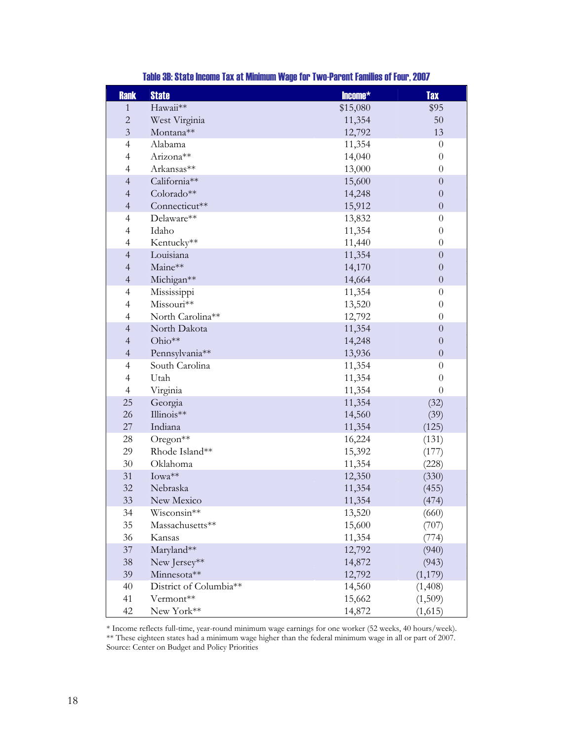### Table 3B: State Income Tax at Minimum Wage for Two-Parent Families of Four, 2007

| Rank | State | Income* | Tax |
|---|---|---|---|
| 1 | Hawaii** | $15,080 | $95 |
| 2 | West Virginia | 11,354 | 50 |
| 3 | Montana** | 12,792 | 13 |
| 4 | Alabama | 11,354 | 0 |
| 4 | Arizona** | 14,040 | 0 |
| 4 | Arkansas** | 13,000 | 0 |
| 4 | California** | 15,600 | 0 |
| 4 | Colorado** | 14,248 | 0 |
| 4 | Connecticut** | 15,912 | 0 |
| 4 | Delaware** | 13,832 | 0 |
| 4 | Idaho | 11,354 | 0 |
| 4 | Kentucky** | 11,440 | 0 |
| 4 | Louisiana | 11,354 | 0 |
| 4 | Maine** | 14,170 | 0 |
| 4 | Michigan** | 14,664 | 0 |
| 4 | Mississippi | 11,354 | 0 |
| 4 | Missouri** | 13,520 | 0 |
| 4 | North Carolina** | 12,792 | 0 |
| 4 | North Dakota | 11,354 | 0 |
| 4 | Ohio** | 14,248 | 0 |
| 4 | Pennsylvania** | 13,936 | 0 |
| 4 | South Carolina | 11,354 | 0 |
| 4 | Utah | 11,354 | 0 |
| 4 | Virginia | 11,354 | 0 |
| 25 | Georgia | 11,354 | (32) |
| 26 | Illinois** | 14,560 | (39) |
| 27 | Indiana | 11,354 | (125) |
| 28 | Oregon** | 16,224 | (131) |
| 29 | Rhode Island** | 15,392 | (177) |
| 30 | Oklahoma | 11,354 | (228) |
| 31 | Iowa** | 12,350 | (330) |
| 32 | Nebraska | 11,354 | (455) |
| 33 | New Mexico | 11,354 | (474) |
| 34 | Wisconsin** | 13,520 | (660) |
| 35 | Massachusetts** | 15,600 | (707) |
| 36 | Kansas | 11,354 | (774) |
| 37 | Maryland** | 12,792 | (940) |
| 38 | New Jersey** | 14,872 | (943) |
| 39 | Minnesota** | 12,792 | (1,179) |
| 40 | District of Columbia** | 14,560 | (1,408) |
| 41 | Vermont** | 15,662 | (1,509) |
| 42 | New York** | 14,872 | (1,615) |

\* Income reflects full-time, year-round minimum wage earnings for one worker (52 weeks, 40 hours/week).
\** These eighteen states had a minimum wage higher than the federal minimum wage in all or part of 2007.
Source: Center on Budget and Policy Priorities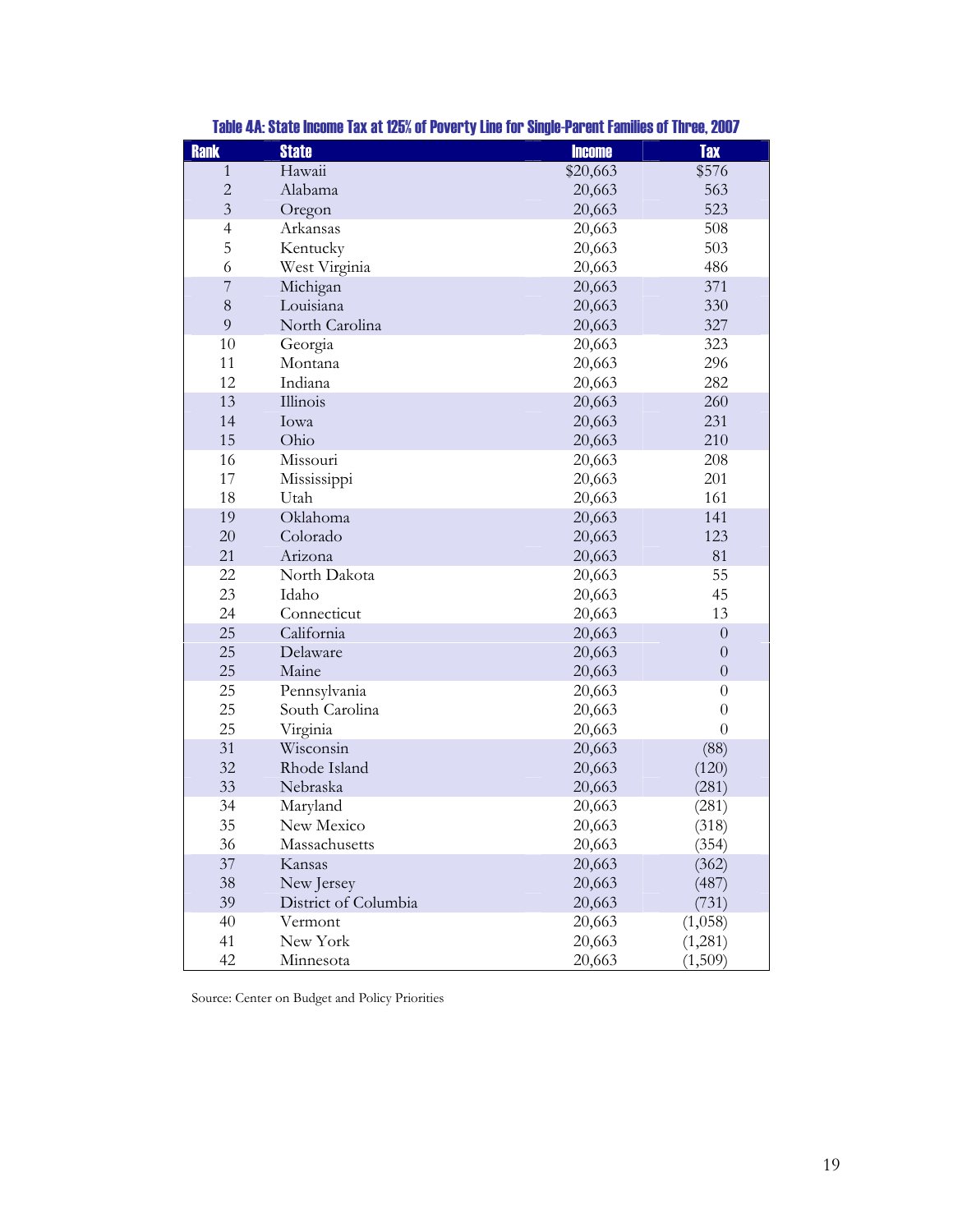**Table 4A: State Income Tax at 125% of Poverty Line for Single-Parent Families of Three, 2007**

| Rank | State | Income | Tax |
|---|---|---|---|
| 1 | Hawaii | $20,663 | $576 |
| 2 | Alabama | 20,663 | 563 |
| 3 | Oregon | 20,663 | 523 |
| 4 | Arkansas | 20,663 | 508 |
| 5 | Kentucky | 20,663 | 503 |
| 6 | West Virginia | 20,663 | 486 |
| 7 | Michigan | 20,663 | 371 |
| 8 | Louisiana | 20,663 | 330 |
| 9 | North Carolina | 20,663 | 327 |
| 10 | Georgia | 20,663 | 323 |
| 11 | Montana | 20,663 | 296 |
| 12 | Indiana | 20,663 | 282 |
| 13 | Illinois | 20,663 | 260 |
| 14 | Iowa | 20,663 | 231 |
| 15 | Ohio | 20,663 | 210 |
| 16 | Missouri | 20,663 | 208 |
| 17 | Mississippi | 20,663 | 201 |
| 18 | Utah | 20,663 | 161 |
| 19 | Oklahoma | 20,663 | 141 |
| 20 | Colorado | 20,663 | 123 |
| 21 | Arizona | 20,663 | 81 |
| 22 | North Dakota | 20,663 | 55 |
| 23 | Idaho | 20,663 | 45 |
| 24 | Connecticut | 20,663 | 13 |
| 25 | California | 20,663 | 0 |
| 25 | Delaware | 20,663 | 0 |
| 25 | Maine | 20,663 | 0 |
| 25 | Pennsylvania | 20,663 | 0 |
| 25 | South Carolina | 20,663 | 0 |
| 25 | Virginia | 20,663 | 0 |
| 31 | Wisconsin | 20,663 | (88) |
| 32 | Rhode Island | 20,663 | (120) |
| 33 | Nebraska | 20,663 | (281) |
| 34 | Maryland | 20,663 | (281) |
| 35 | New Mexico | 20,663 | (318) |
| 36 | Massachusetts | 20,663 | (354) |
| 37 | Kansas | 20,663 | (362) |
| 38 | New Jersey | 20,663 | (487) |
| 39 | District of Columbia | 20,663 | (731) |
| 40 | Vermont | 20,663 | (1,058) |
| 41 | New York | 20,663 | (1,281) |
| 42 | Minnesota | 20,663 | (1,509) |

Source: Center on Budget and Policy Priorities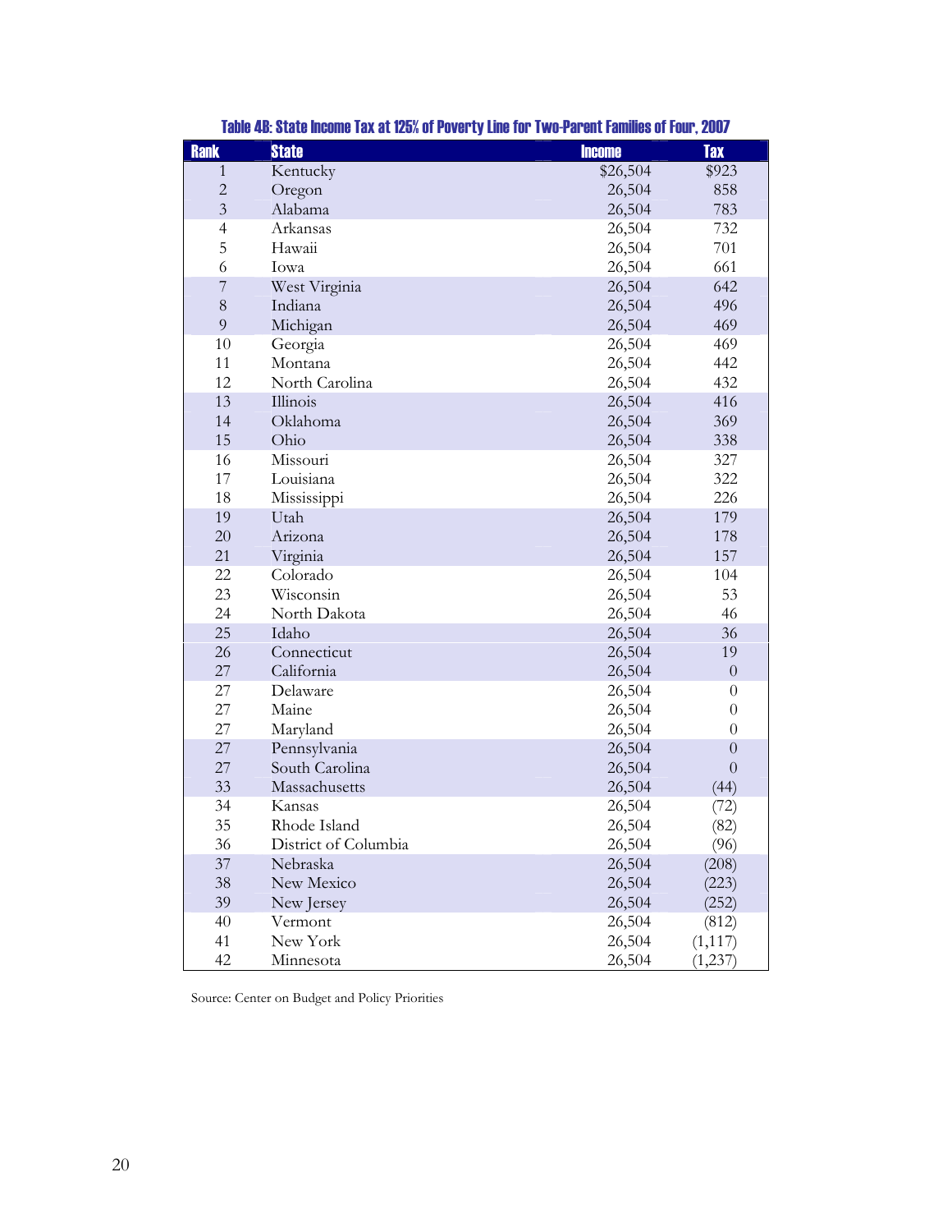**Table 4B: State Income Tax at 125% of Poverty Line for Two-Parent Families of Four, 2007**

| Rank | State | Income | Tax |
|---|---|---|---|
| 1 | Kentucky | $26,504 | $923 |
| 2 | Oregon | 26,504 | 858 |
| 3 | Alabama | 26,504 | 783 |
| 4 | Arkansas | 26,504 | 732 |
| 5 | Hawaii | 26,504 | 701 |
| 6 | Iowa | 26,504 | 661 |
| 7 | West Virginia | 26,504 | 642 |
| 8 | Indiana | 26,504 | 496 |
| 9 | Michigan | 26,504 | 469 |
| 10 | Georgia | 26,504 | 469 |
| 11 | Montana | 26,504 | 442 |
| 12 | North Carolina | 26,504 | 432 |
| 13 | Illinois | 26,504 | 416 |
| 14 | Oklahoma | 26,504 | 369 |
| 15 | Ohio | 26,504 | 338 |
| 16 | Missouri | 26,504 | 327 |
| 17 | Louisiana | 26,504 | 322 |
| 18 | Mississippi | 26,504 | 226 |
| 19 | Utah | 26,504 | 179 |
| 20 | Arizona | 26,504 | 178 |
| 21 | Virginia | 26,504 | 157 |
| 22 | Colorado | 26,504 | 104 |
| 23 | Wisconsin | 26,504 | 53 |
| 24 | North Dakota | 26,504 | 46 |
| 25 | Idaho | 26,504 | 36 |
| 26 | Connecticut | 26,504 | 19 |
| 27 | California | 26,504 | 0 |
| 27 | Delaware | 26,504 | 0 |
| 27 | Maine | 26,504 | 0 |
| 27 | Maryland | 26,504 | 0 |
| 27 | Pennsylvania | 26,504 | 0 |
| 27 | South Carolina | 26,504 | 0 |
| 33 | Massachusetts | 26,504 | (44) |
| 34 | Kansas | 26,504 | (72) |
| 35 | Rhode Island | 26,504 | (82) |
| 36 | District of Columbia | 26,504 | (96) |
| 37 | Nebraska | 26,504 | (208) |
| 38 | New Mexico | 26,504 | (223) |
| 39 | New Jersey | 26,504 | (252) |
| 40 | Vermont | 26,504 | (812) |
| 41 | New York | 26,504 | (1,117) |
| 42 | Minnesota | 26,504 | (1,237) |

Source: Center on Budget and Policy Priorities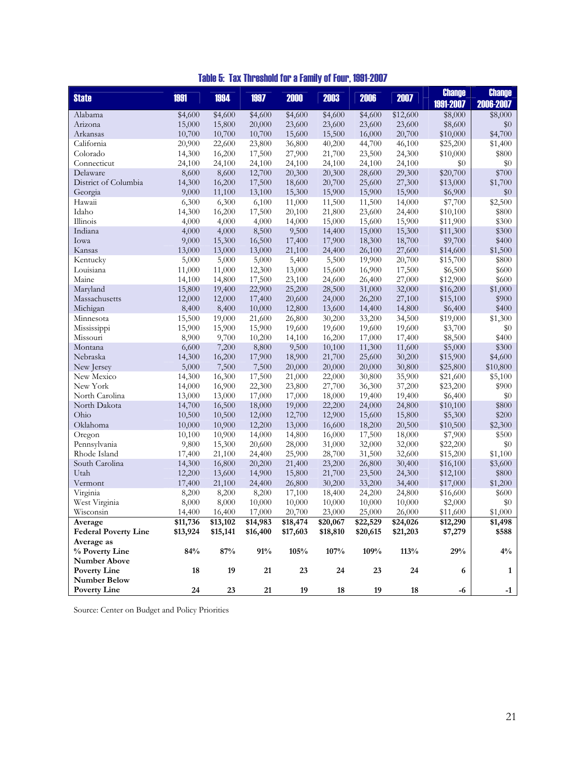## Table 5: Tax Threshold for a Family of Four, 1991-2007

| State | 1991 | 1994 | 1997 | 2000 | 2003 | 2006 | 2007 | Change 1991-2007 | Change 2006-2007 |
|---|---|---|---|---|---|---|---|---|---|
| Alabama | $4,600 | $4,600 | $4,600 | $4,600 | $4,600 | $4,600 | $12,600 | $8,000 | $8,000 |
| Arizona | 15,000 | 15,800 | 20,000 | 23,600 | 23,600 | 23,600 | 23,600 | $8,600 | $0 |
| Arkansas | 10,700 | 10,700 | 10,700 | 15,600 | 15,500 | 16,000 | 20,700 | $10,000 | $4,700 |
| California | 20,900 | 22,600 | 23,800 | 36,800 | 40,200 | 44,700 | 46,100 | $25,200 | $1,400 |
| Colorado | 14,300 | 16,200 | 17,500 | 27,900 | 21,700 | 23,500 | 24,300 | $10,000 | $800 |
| Connecticut | 24,100 | 24,100 | 24,100 | 24,100 | 24,100 | 24,100 | 24,100 | $0 | $0 |
| Delaware | 8,600 | 8,600 | 12,700 | 20,300 | 20,300 | 28,600 | 29,300 | $20,700 | $700 |
| District of Columbia | 14,300 | 16,200 | 17,500 | 18,600 | 20,700 | 25,600 | 27,300 | $13,000 | $1,700 |
| Georgia | 9,000 | 11,100 | 13,100 | 15,300 | 15,900 | 15,900 | 15,900 | $6,900 | $0 |
| Hawaii | 6,300 | 6,300 | 6,100 | 11,000 | 11,500 | 11,500 | 14,000 | $7,700 | $2,500 |
| Idaho | 14,300 | 16,200 | 17,500 | 20,100 | 21,800 | 23,600 | 24,400 | $10,100 | $800 |
| Illinois | 4,000 | 4,000 | 4,000 | 14,000 | 15,000 | 15,600 | 15,900 | $11,900 | $300 |
| Indiana | 4,000 | 4,000 | 8,500 | 9,500 | 14,400 | 15,000 | 15,300 | $11,300 | $300 |
| Iowa | 9,000 | 15,300 | 16,500 | 17,400 | 17,900 | 18,300 | 18,700 | $9,700 | $400 |
| Kansas | 13,000 | 13,000 | 13,000 | 21,100 | 24,400 | 26,100 | 27,600 | $14,600 | $1,500 |
| Kentucky | 5,000 | 5,000 | 5,000 | 5,400 | 5,500 | 19,900 | 20,700 | $15,700 | $800 |
| Louisiana | 11,000 | 11,000 | 12,300 | 13,000 | 15,600 | 16,900 | 17,500 | $6,500 | $600 |
| Maine | 14,100 | 14,800 | 17,500 | 23,100 | 24,600 | 26,400 | 27,000 | $12,900 | $600 |
| Maryland | 15,800 | 19,400 | 22,900 | 25,200 | 28,500 | 31,000 | 32,000 | $16,200 | $1,000 |
| Massachusetts | 12,000 | 12,000 | 17,400 | 20,600 | 24,000 | 26,200 | 27,100 | $15,100 | $900 |
| Michigan | 8,400 | 8,400 | 10,000 | 12,800 | 13,600 | 14,400 | 14,800 | $6,400 | $400 |
| Minnesota | 15,500 | 19,000 | 21,600 | 26,800 | 30,200 | 33,200 | 34,500 | $19,000 | $1,300 |
| Mississippi | 15,900 | 15,900 | 15,900 | 19,600 | 19,600 | 19,600 | 19,600 | $3,700 | $0 |
| Missouri | 8,900 | 9,700 | 10,200 | 14,100 | 16,200 | 17,000 | 17,400 | $8,500 | $400 |
| Montana | 6,600 | 7,200 | 8,800 | 9,500 | 10,100 | 11,300 | 11,600 | $5,000 | $300 |
| Nebraska | 14,300 | 16,200 | 17,900 | 18,900 | 21,700 | 25,600 | 30,200 | $15,900 | $4,600 |
| New Jersey | 5,000 | 7,500 | 7,500 | 20,000 | 20,000 | 20,000 | 30,800 | $25,800 | $10,800 |
| New Mexico | 14,300 | 16,300 | 17,500 | 21,000 | 22,000 | 30,800 | 35,900 | $21,600 | $5,100 |
| New York | 14,000 | 16,900 | 22,300 | 23,800 | 27,700 | 36,300 | 37,200 | $23,200 | $900 |
| North Carolina | 13,000 | 13,000 | 17,000 | 17,000 | 18,000 | 19,400 | 19,400 | $6,400 | $0 |
| North Dakota | 14,700 | 16,500 | 18,000 | 19,000 | 22,200 | 24,000 | 24,800 | $10,100 | $800 |
| Ohio | 10,500 | 10,500 | 12,000 | 12,700 | 12,900 | 15,600 | 15,800 | $5,300 | $200 |
| Oklahoma | 10,000 | 10,900 | 12,200 | 13,000 | 16,600 | 18,200 | 20,500 | $10,500 | $2,300 |
| Oregon | 10,100 | 10,900 | 14,000 | 14,800 | 16,000 | 17,500 | 18,000 | $7,900 | $500 |
| Pennsylvania | 9,800 | 15,300 | 20,600 | 28,000 | 31,000 | 32,000 | 32,000 | $22,200 | $0 |
| Rhode Island | 17,400 | 21,100 | 24,400 | 25,900 | 28,700 | 31,500 | 32,600 | $15,200 | $1,100 |
| South Carolina | 14,300 | 16,800 | 20,200 | 21,400 | 23,200 | 26,800 | 30,400 | $16,100 | $3,600 |
| Utah | 12,200 | 13,600 | 14,900 | 15,800 | 21,700 | 23,500 | 24,300 | $12,100 | $800 |
| Vermont | 17,400 | 21,100 | 24,400 | 26,800 | 30,200 | 33,200 | 34,400 | $17,000 | $1,200 |
| Virginia | 8,200 | 8,200 | 8,200 | 17,100 | 18,400 | 24,200 | 24,800 | $16,600 | $600 |
| West Virginia | 8,000 | 8,000 | 10,000 | 10,000 | 10,000 | 10,000 | 10,000 | $2,000 | $0 |
| Wisconsin | 14,400 | 16,400 | 17,000 | 20,700 | 23,000 | 25,000 | 26,000 | $11,600 | $1,000 |
| **Average** | **$11,736** | **$13,102** | **$14,983** | **$18,474** | **$20,067** | **$22,529** | **$24,026** | **$12,290** | **$1,498** |
| **Federal Poverty Line** | **$13,924** | **$15,141** | **$16,400** | **$17,603** | **$18,810** | **$20,615** | **$21,203** | **$7,279** | **$588** |
| **Average as % Poverty Line** | **84%** | **87%** | **91%** | **105%** | **107%** | **109%** | **113%** | **29%** | **4%** |
| **Number Above Poverty Line** | **18** | **19** | **21** | **23** | **24** | **23** | **24** | **6** | **1** |
| **Number Below Poverty Line** | **24** | **23** | **21** | **19** | **18** | **19** | **18** | **-6** | **-1** |

Source: Center on Budget and Policy Priorities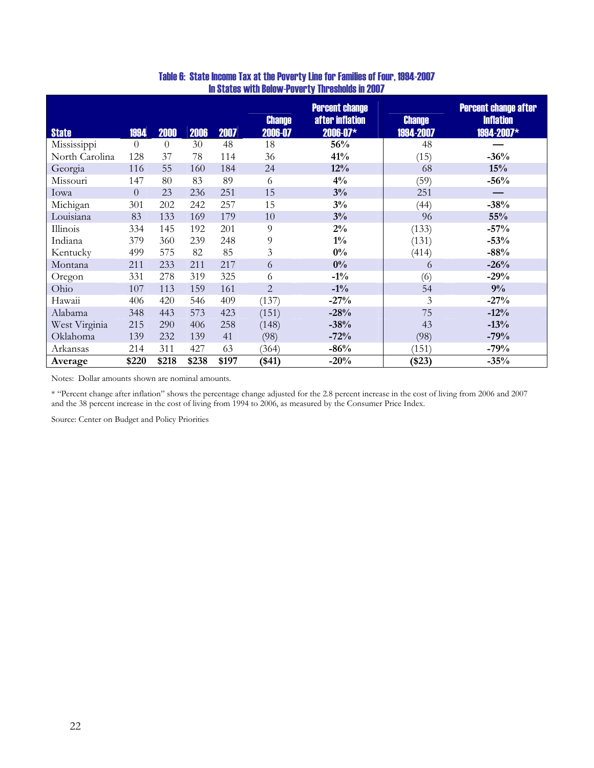**Table 6: State Income Tax at the Poverty Line for Families of Four, 1994-2007 In States with Below-Poverty Thresholds in 2007**

| State | 1994 | 2000 | 2006 | 2007 | Change 2006-07 | Percent change after inflation 2006-07* | Change 1994-2007 | Percent change after Inflation 1994-2007* |
|---|---|---|---|---|---|---|---|---|
| Mississippi | 0 | 0 | 30 | 48 | 18 | **56%** | 48 | **—** |
| North Carolina | 128 | 37 | 78 | 114 | 36 | **41%** | (15) | **-36%** |
| Georgia | 116 | 55 | 160 | 184 | 24 | **12%** | 68 | **15%** |
| Missouri | 147 | 80 | 83 | 89 | 6 | **4%** | (59) | **-56%** |
| Iowa | 0 | 23 | 236 | 251 | 15 | **3%** | 251 | **—** |
| Michigan | 301 | 202 | 242 | 257 | 15 | **3%** | (44) | **-38%** |
| Louisiana | 83 | 133 | 169 | 179 | 10 | **3%** | 96 | **55%** |
| Illinois | 334 | 145 | 192 | 201 | 9 | **2%** | (133) | **-57%** |
| Indiana | 379 | 360 | 239 | 248 | 9 | **1%** | (131) | **-53%** |
| Kentucky | 499 | 575 | 82 | 85 | 3 | **0%** | (414) | **-88%** |
| Montana | 211 | 233 | 211 | 217 | 6 | **0%** | 6 | **-26%** |
| Oregon | 331 | 278 | 319 | 325 | 6 | **-1%** | (6) | **-29%** |
| Ohio | 107 | 113 | 159 | 161 | 2 | **-1%** | 54 | **9%** |
| Hawaii | 406 | 420 | 546 | 409 | (137) | **-27%** | 3 | **-27%** |
| Alabama | 348 | 443 | 573 | 423 | (151) | **-28%** | 75 | **-12%** |
| West Virginia | 215 | 290 | 406 | 258 | (148) | **-38%** | 43 | **-13%** |
| Oklahoma | 139 | 232 | 139 | 41 | (98) | **-72%** | (98) | **-79%** |
| Arkansas | 214 | 311 | 427 | 63 | (364) | **-86%** | (151) | **-79%** |
| **Average** | **$220** | **$218** | **$238** | **$197** | **($41)** | -20% | **($23)** | -35% |

Notes: Dollar amounts shown are nominal amounts.

* "Percent change after inflation" shows the percentage change adjusted for the 2.8 percent increase in the cost of living from 2006 and 2007 and the 38 percent increase in the cost of living from 1994 to 2006, as measured by the Consumer Price Index.

Source: Center on Budget and Policy Priorities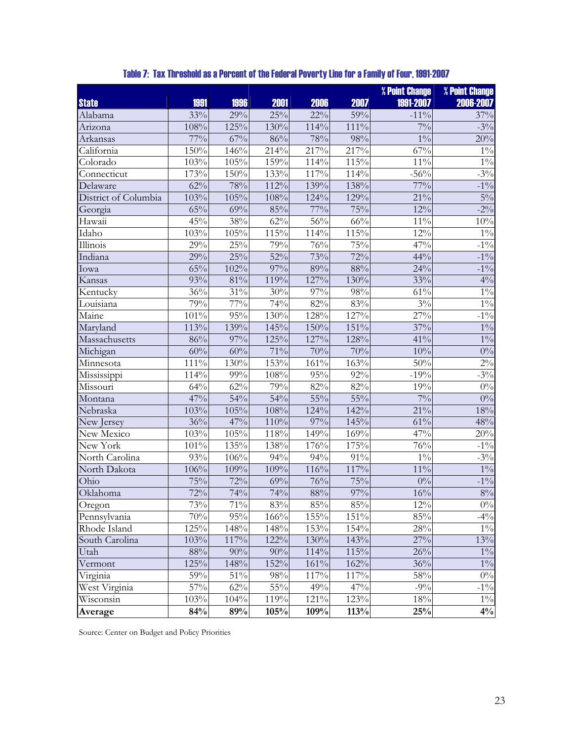## Table 7: Tax Threshold as a Percent of the Federal Poverty Line for a Family of Four, 1991-2007

| State | 1991 | 1996 | 2001 | 2006 | 2007 | % Point Change 1991-2007 | % Point Change 2006-2007 |
|---|---|---|---|---|---|---|---|
| Alabama | 33% | 29% | 25% | 22% | 59% | -11% | 37% |
| Arizona | 108% | 125% | 130% | 114% | 111% | 7% | -3% |
| Arkansas | 77% | 67% | 86% | 78% | 98% | 1% | 20% |
| California | 150% | 146% | 214% | 217% | 217% | 67% | 1% |
| Colorado | 103% | 105% | 159% | 114% | 115% | 11% | 1% |
| Connecticut | 173% | 150% | 133% | 117% | 114% | -56% | -3% |
| Delaware | 62% | 78% | 112% | 139% | 138% | 77% | -1% |
| District of Columbia | 103% | 105% | 108% | 124% | 129% | 21% | 5% |
| Georgia | 65% | 69% | 85% | 77% | 75% | 12% | -2% |
| Hawaii | 45% | 38% | 62% | 56% | 66% | 11% | 10% |
| Idaho | 103% | 105% | 115% | 114% | 115% | 12% | 1% |
| Illinois | 29% | 25% | 79% | 76% | 75% | 47% | -1% |
| Indiana | 29% | 25% | 52% | 73% | 72% | 44% | -1% |
| Iowa | 65% | 102% | 97% | 89% | 88% | 24% | -1% |
| Kansas | 93% | 81% | 119% | 127% | 130% | 33% | 4% |
| Kentucky | 36% | 31% | 30% | 97% | 98% | 61% | 1% |
| Louisiana | 79% | 77% | 74% | 82% | 83% | 3% | 1% |
| Maine | 101% | 95% | 130% | 128% | 127% | 27% | -1% |
| Maryland | 113% | 139% | 145% | 150% | 151% | 37% | 1% |
| Massachusetts | 86% | 97% | 125% | 127% | 128% | 41% | 1% |
| Michigan | 60% | 60% | 71% | 70% | 70% | 10% | 0% |
| Minnesota | 111% | 130% | 153% | 161% | 163% | 50% | 2% |
| Mississippi | 114% | 99% | 108% | 95% | 92% | -19% | -3% |
| Missouri | 64% | 62% | 79% | 82% | 82% | 19% | 0% |
| Montana | 47% | 54% | 54% | 55% | 55% | 7% | 0% |
| Nebraska | 103% | 105% | 108% | 124% | 142% | 21% | 18% |
| New Jersey | 36% | 47% | 110% | 97% | 145% | 61% | 48% |
| New Mexico | 103% | 105% | 118% | 149% | 169% | 47% | 20% |
| New York | 101% | 135% | 138% | 176% | 175% | 76% | -1% |
| North Carolina | 93% | 106% | 94% | 94% | 91% | 1% | -3% |
| North Dakota | 106% | 109% | 109% | 116% | 117% | 11% | 1% |
| Ohio | 75% | 72% | 69% | 76% | 75% | 0% | -1% |
| Oklahoma | 72% | 74% | 74% | 88% | 97% | 16% | 8% |
| Oregon | 73% | 71% | 83% | 85% | 85% | 12% | 0% |
| Pennsylvania | 70% | 95% | 166% | 155% | 151% | 85% | -4% |
| Rhode Island | 125% | 148% | 148% | 153% | 154% | 28% | 1% |
| South Carolina | 103% | 117% | 122% | 130% | 143% | 27% | 13% |
| Utah | 88% | 90% | 90% | 114% | 115% | 26% | 1% |
| Vermont | 125% | 148% | 152% | 161% | 162% | 36% | 1% |
| Virginia | 59% | 51% | 98% | 117% | 117% | 58% | 0% |
| West Virginia | 57% | 62% | 55% | 49% | 47% | -9% | -1% |
| Wisconsin | 103% | 104% | 119% | 121% | 123% | 18% | 1% |
| **Average** | **84%** | **89%** | **105%** | **109%** | **113%** | **25%** | **4%** |

Source: Center on Budget and Policy Priorities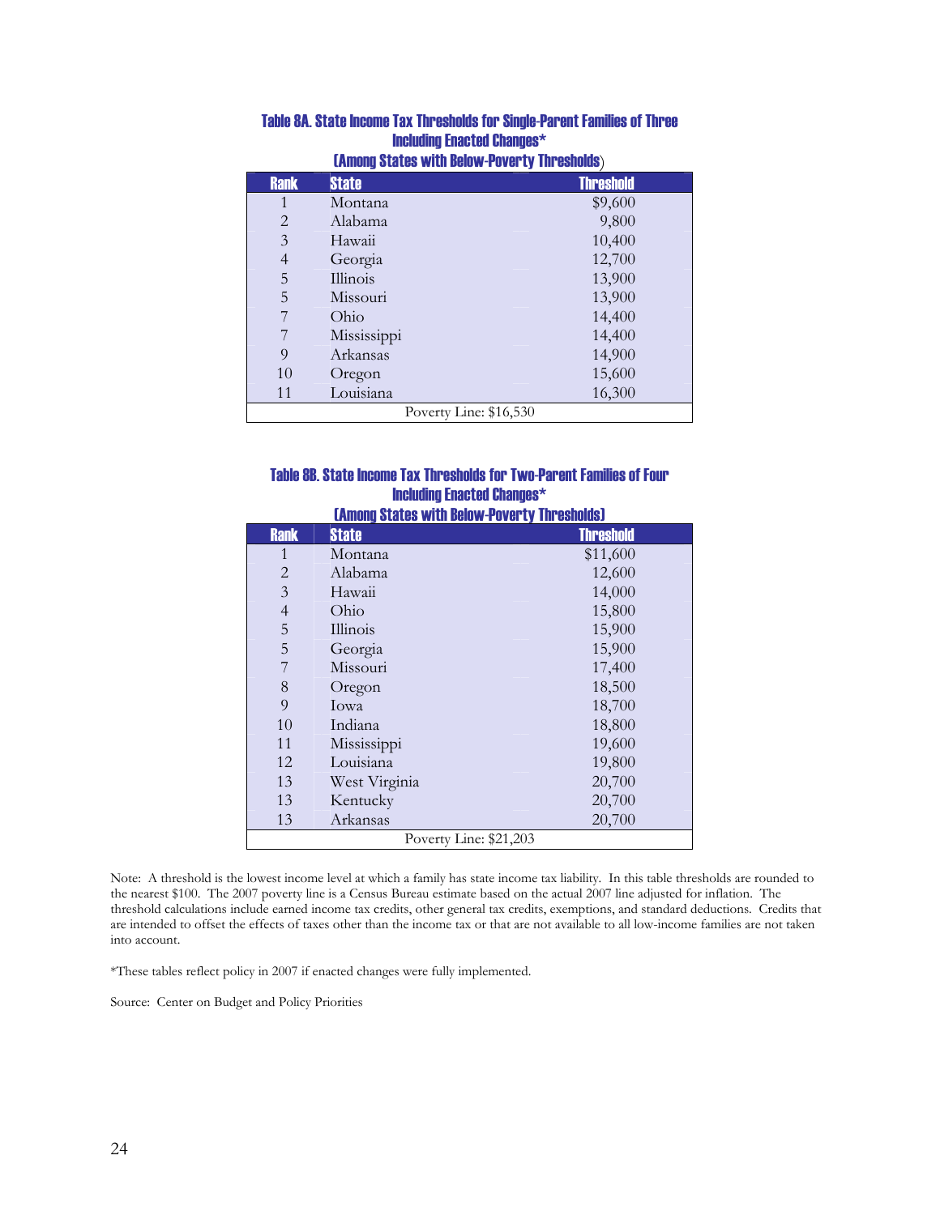### Table 8A. State Income Tax Thresholds for Single-Parent Families of Three Including Enacted Changes* (Among States with Below-Poverty Thresholds)

| Rank | State | Threshold |
|---|---|---|
| 1 | Montana | $9,600 |
| 2 | Alabama | 9,800 |
| 3 | Hawaii | 10,400 |
| 4 | Georgia | 12,700 |
| 5 | Illinois | 13,900 |
| 5 | Missouri | 13,900 |
| 7 | Ohio | 14,400 |
| 7 | Mississippi | 14,400 |
| 9 | Arkansas | 14,900 |
| 10 | Oregon | 15,600 |
| 11 | Louisiana | 16,300 |
| Poverty Line: $16,530 | | |

### Table 8B. State Income Tax Thresholds for Two-Parent Families of Four Including Enacted Changes* (Among States with Below-Poverty Thresholds)

| Rank | State | Threshold |
|---|---|---|
| 1 | Montana | $11,600 |
| 2 | Alabama | 12,600 |
| 3 | Hawaii | 14,000 |
| 4 | Ohio | 15,800 |
| 5 | Illinois | 15,900 |
| 5 | Georgia | 15,900 |
| 7 | Missouri | 17,400 |
| 8 | Oregon | 18,500 |
| 9 | Iowa | 18,700 |
| 10 | Indiana | 18,800 |
| 11 | Mississippi | 19,600 |
| 12 | Louisiana | 19,800 |
| 13 | West Virginia | 20,700 |
| 13 | Kentucky | 20,700 |
| 13 | Arkansas | 20,700 |
| Poverty Line: $21,203 | | |

Note: A threshold is the lowest income level at which a family has state income tax liability. In this table thresholds are rounded to the nearest $100. The 2007 poverty line is a Census Bureau estimate based on the actual 2007 line adjusted for inflation. The threshold calculations include earned income tax credits, other general tax credits, exemptions, and standard deductions. Credits that are intended to offset the effects of taxes other than the income tax or that are not available to all low-income families are not taken into account.

*These tables reflect policy in 2007 if enacted changes were fully implemented.

Source: Center on Budget and Policy Priorities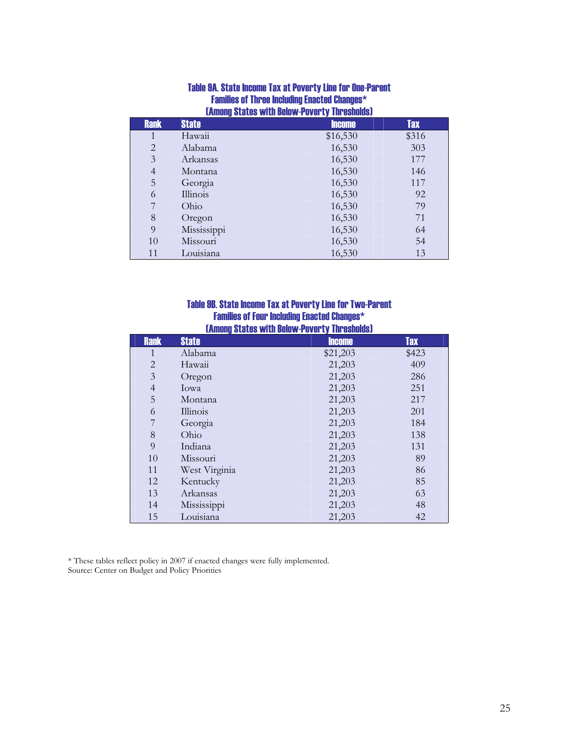### Table 9A. State Income Tax at Poverty Line for One-Parent Families of Three Including Enacted Changes* (Among States with Below-Poverty Thresholds)

| Rank | State | Income | Tax |
|---|---|---|---|
| 1 | Hawaii | $16,530 | $316 |
| 2 | Alabama | 16,530 | 303 |
| 3 | Arkansas | 16,530 | 177 |
| 4 | Montana | 16,530 | 146 |
| 5 | Georgia | 16,530 | 117 |
| 6 | Illinois | 16,530 | 92 |
| 7 | Ohio | 16,530 | 79 |
| 8 | Oregon | 16,530 | 71 |
| 9 | Mississippi | 16,530 | 64 |
| 10 | Missouri | 16,530 | 54 |
| 11 | Louisiana | 16,530 | 13 |

### Table 9B. State Income Tax at Poverty Line for Two-Parent Families of Four Including Enacted Changes* (Among States with Below-Poverty Thresholds)

| Rank | State | Income | Tax |
|---|---|---|---|
| 1 | Alabama | $21,203 | $423 |
| 2 | Hawaii | 21,203 | 409 |
| 3 | Oregon | 21,203 | 286 |
| 4 | Iowa | 21,203 | 251 |
| 5 | Montana | 21,203 | 217 |
| 6 | Illinois | 21,203 | 201 |
| 7 | Georgia | 21,203 | 184 |
| 8 | Ohio | 21,203 | 138 |
| 9 | Indiana | 21,203 | 131 |
| 10 | Missouri | 21,203 | 89 |
| 11 | West Virginia | 21,203 | 86 |
| 12 | Kentucky | 21,203 | 85 |
| 13 | Arkansas | 21,203 | 63 |
| 14 | Mississippi | 21,203 | 48 |
| 15 | Louisiana | 21,203 | 42 |

* These tables reflect policy in 2007 if enacted changes were fully implemented.
Source: Center on Budget and Policy Priorities